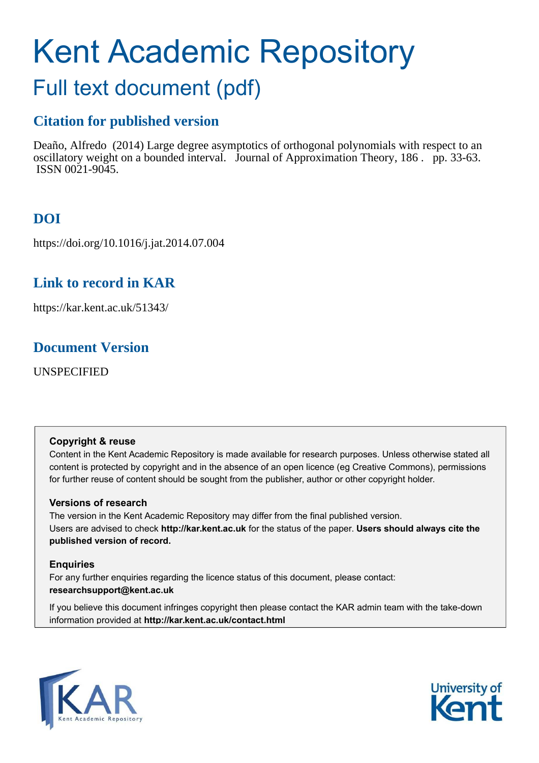# Kent Academic Repository

## Full text document (pdf)

### Citation for published version

Deaño, Alfredo (2014) Large degree asymptotics of orthogonal polynomials with respect to an oscillatory weight on a bounded interval. Journal of Approximation Theory, 186 . pp. 33-63. ISSN 0021-9045.

### DOI

https://doi.org/10.1016/j.jat.2014.07.004

### Link to record in KAR

https://kar.kent.ac.uk/51343/

### Document Version

UNSPECIFIED

**Copyright & reuse**

Content in the Kent Academic Repository is made available for research purposes. Unless otherwise stated all content is protected by copyright and in the absence of an open licence (eg Creative Commons), permissions for further reuse of content should be sought from the publisher, author or other copyright holder.

**Versions of research**

The version in the Kent Academic Repository may differ from the final published version. Users are advised to check **http://kar.kent.ac.uk** for the status of the paper. **Users should always cite the published version of record.**

**Enquiries**

For any further enquiries regarding the licence status of this document, please contact: **researchsupport@kent.ac.uk**

If you believe this document infringes copyright then please contact the KAR admin team with the take-down information provided at **http://kar.kent.ac.uk/contact.html**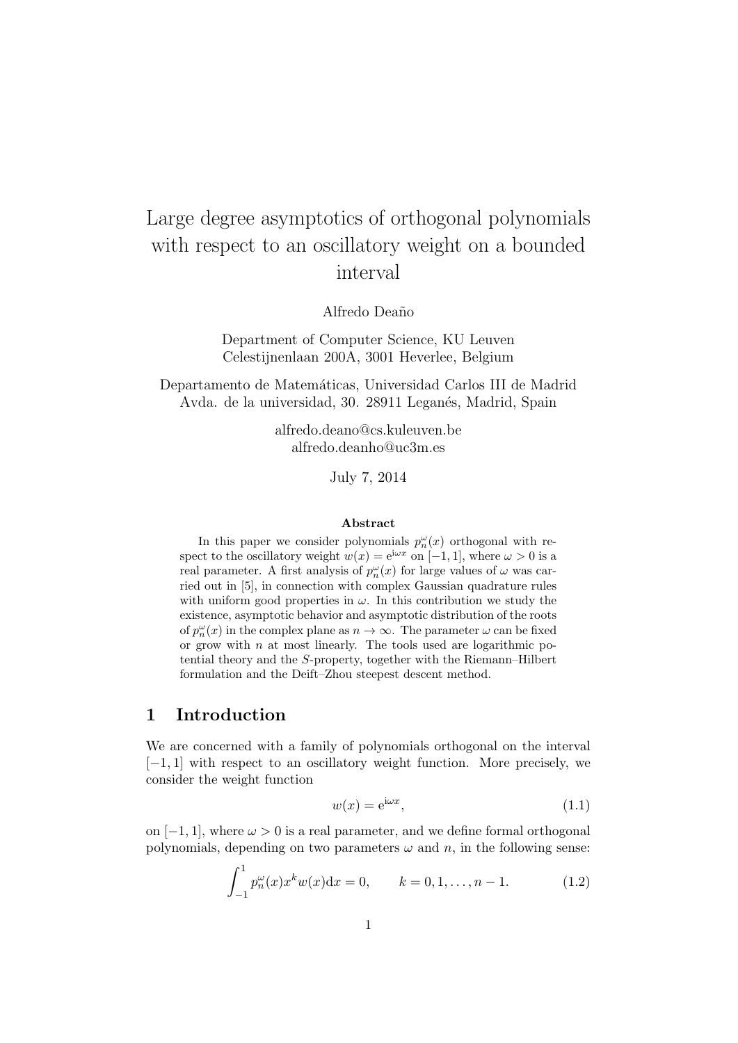# Large degree asymptotics of orthogonal polynomials with respect to an oscillatory weight on a bounded interval

Alfredo Deaño

Department of Computer Science, KU Leuven
Celestijnenlaan 200A, 3001 Heverlee, Belgium

Departamento de Matemáticas, Universidad Carlos III de Madrid
Avda. de la universidad, 30. 28911 Leganés, Madrid, Spain

alfredo.deano@cs.kuleuven.be
alfredo.deanho@uc3m.es

July 7, 2014

### Abstract

In this paper we consider polynomials $p_n^{\omega}(x)$ orthogonal with respect to the oscillatory weight $w(x) = \mathrm{e}^{\mathrm{i}\omega x}$ on $[-1,1]$, where $\omega > 0$ is a real parameter. A first analysis of $p_n^{\omega}(x)$ for large values of $\omega$ was carried out in [5], in connection with complex Gaussian quadrature rules with uniform good properties in $\omega$. In this contribution we study the existence, asymptotic behavior and asymptotic distribution of the roots of $p_n^{\omega}(x)$ in the complex plane as $n \to \infty$. The parameter $\omega$ can be fixed or grow with $n$ at most linearly. The tools used are logarithmic potential theory and the $S$-property, together with the Riemann–Hilbert formulation and the Deift–Zhou steepest descent method.

## 1 Introduction

We are concerned with a family of polynomials orthogonal on the interval $[-1,1]$ with respect to an oscillatory weight function. More precisely, we consider the weight function

$$w(x) = \mathrm{e}^{\mathrm{i}\omega x}, \tag{1.1}$$

on $[-1,1]$, where $\omega > 0$ is a real parameter, and we define formal orthogonal polynomials, depending on two parameters $\omega$ and $n$, in the following sense:

$$\int_{-1}^{1} p_n^{\omega}(x) x^k w(x) \mathrm{d}x = 0, \qquad k = 0, 1, \ldots, n-1. \tag{1.2}$$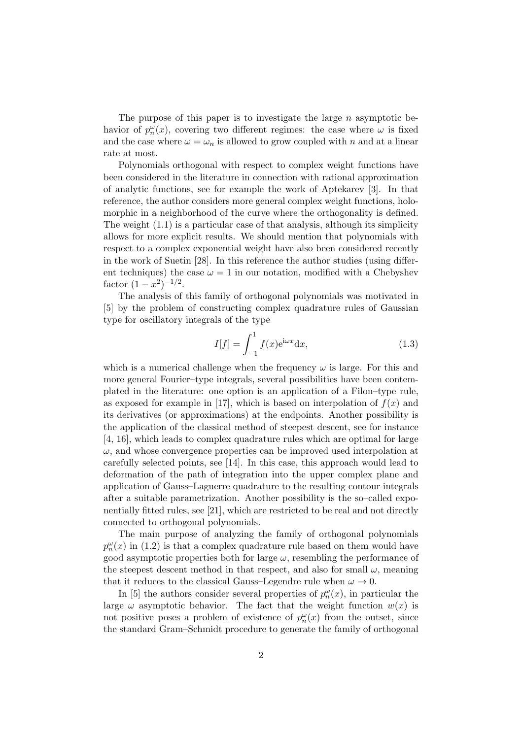The purpose of this paper is to investigate the large $n$ asymptotic behavior of $p_n^{\omega}(x)$, covering two different regimes: the case where $\omega$ is fixed and the case where $\omega = \omega_n$ is allowed to grow coupled with $n$ and at a linear rate at most.

Polynomials orthogonal with respect to complex weight functions have been considered in the literature in connection with rational approximation of analytic functions, see for example the work of Aptekarev [3]. In that reference, the author considers more general complex weight functions, holomorphic in a neighborhood of the curve where the orthogonality is defined. The weight (1.1) is a particular case of that analysis, although its simplicity allows for more explicit results. We should mention that polynomials with respect to a complex exponential weight have also been considered recently in the work of Suetin [28]. In this reference the author studies (using different techniques) the case $\omega = 1$ in our notation, modified with a Chebyshev factor $(1-x^2)^{-1/2}$.

The analysis of this family of orthogonal polynomials was motivated in [5] by the problem of constructing complex quadrature rules of Gaussian type for oscillatory integrals of the type

$$I[f] = \int_{-1}^{1} f(x) \mathrm{e}^{\mathrm{i}\omega x} \mathrm{d}x, \tag{1.3}$$

which is a numerical challenge when the frequency $\omega$ is large. For this and more general Fourier–type integrals, several possibilities have been contemplated in the literature: one option is an application of a Filon–type rule, as exposed for example in [17], which is based on interpolation of $f(x)$ and its derivatives (or approximations) at the endpoints. Another possibility is the application of the classical method of steepest descent, see for instance [4, 16], which leads to complex quadrature rules which are optimal for large $\omega$, and whose convergence properties can be improved used interpolation at carefully selected points, see [14]. In this case, this approach would lead to deformation of the path of integration into the upper complex plane and application of Gauss–Laguerre quadrature to the resulting contour integrals after a suitable parametrization. Another possibility is the so–called exponentially fitted rules, see [21], which are restricted to be real and not directly connected to orthogonal polynomials.

The main purpose of analyzing the family of orthogonal polynomials $p_n^{\omega}(x)$ in (1.2) is that a complex quadrature rule based on them would have good asymptotic properties both for large $\omega$, resembling the performance of the steepest descent method in that respect, and also for small $\omega$, meaning that it reduces to the classical Gauss–Legendre rule when $\omega \to 0$.

In [5] the authors consider several properties of $p_n^{\omega}(x)$, in particular the large $\omega$ asymptotic behavior. The fact that the weight function $w(x)$ is not positive poses a problem of existence of $p_n^{\omega}(x)$ from the outset, since the standard Gram–Schmidt procedure to generate the family of orthogonal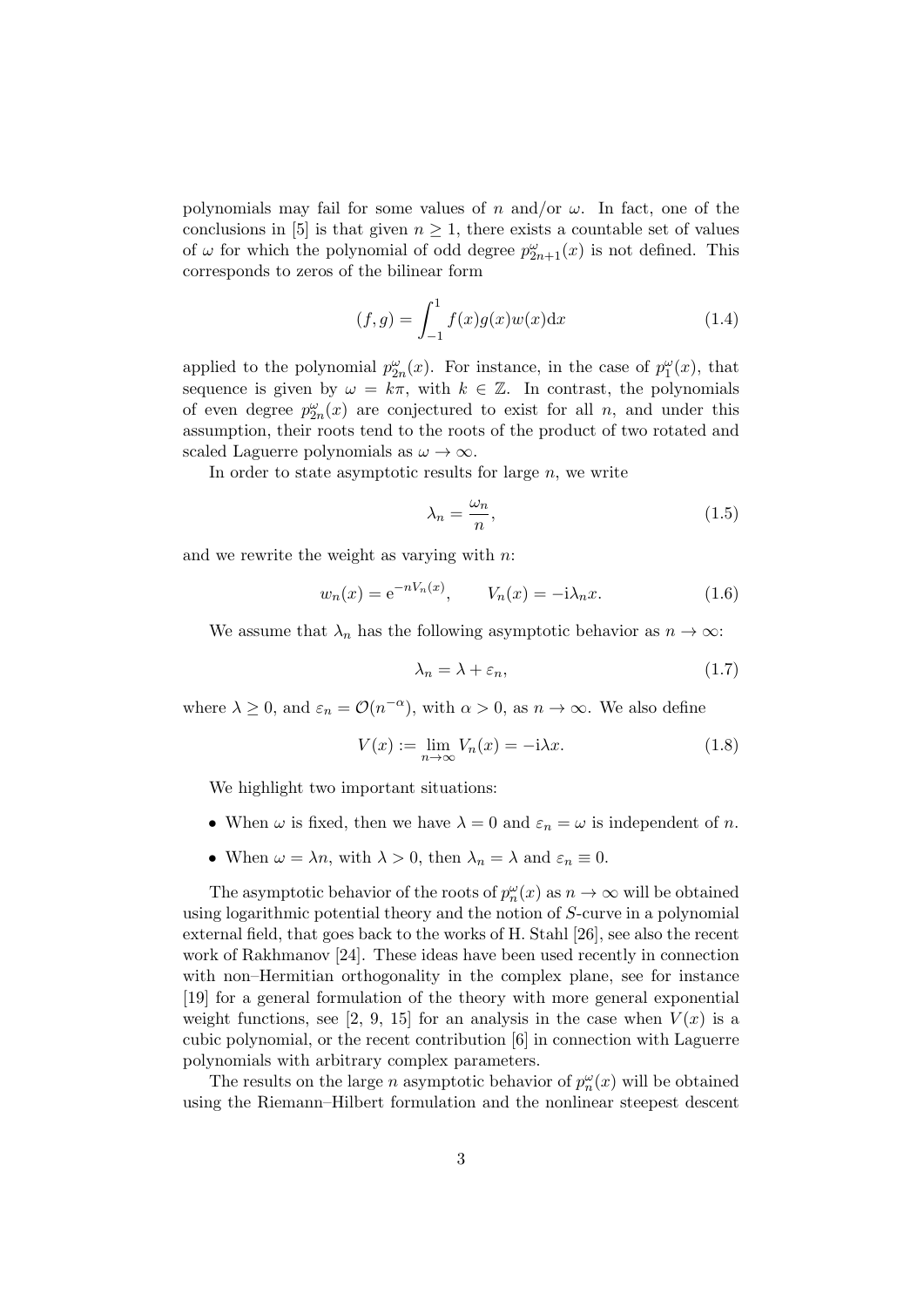polynomials may fail for some values of $n$ and/or $\omega$. In fact, one of the conclusions in [5] is that given $n \geq 1$, there exists a countable set of values of $\omega$ for which the polynomial of odd degree $p_{2n+1}^{\omega}(x)$ is not defined. This corresponds to zeros of the bilinear form

$$(f,g) = \int_{-1}^{1} f(x)g(x)w(x)\mathrm{d}x \tag{1.4}$$

applied to the polynomial $p_{2n}^{\omega}(x)$. For instance, in the case of $p_1^{\omega}(x)$, that sequence is given by $\omega = k\pi$, with $k \in \mathbb{Z}$. In contrast, the polynomials of even degree $p_{2n}^{\omega}(x)$ are conjectured to exist for all $n$, and under this assumption, their roots tend to the roots of the product of two rotated and scaled Laguerre polynomials as $\omega \to \infty$.

In order to state asymptotic results for large $n$, we write

$$\lambda_n = \frac{\omega_n}{n}, \tag{1.5}$$

and we rewrite the weight as varying with $n$:

$$w_n(x) = \mathrm{e}^{-nV_n(x)}, \qquad V_n(x) = -\mathrm{i}\lambda_n x. \tag{1.6}$$

We assume that $\lambda_n$ has the following asymptotic behavior as $n \to \infty$:

$$\lambda_n = \lambda + \varepsilon_n, \tag{1.7}$$

where $\lambda \geq 0$, and $\varepsilon_n = \mathcal{O}(n^{-\alpha})$, with $\alpha > 0$, as $n \to \infty$. We also define

$$V(x) := \lim_{n\to\infty} V_n(x) = -\mathrm{i}\lambda x. \tag{1.8}$$

We highlight two important situations:

- When $\omega$ is fixed, then we have $\lambda = 0$ and $\varepsilon_n = \omega$ is independent of $n$.
- When $\omega = \lambda n$, with $\lambda > 0$, then $\lambda_n = \lambda$ and $\varepsilon_n \equiv 0$.

The asymptotic behavior of the roots of $p_n^{\omega}(x)$ as $n \to \infty$ will be obtained using logarithmic potential theory and the notion of $S$-curve in a polynomial external field, that goes back to the works of H. Stahl [26], see also the recent work of Rakhmanov [24]. These ideas have been used recently in connection with non–Hermitian orthogonality in the complex plane, see for instance [19] for a general formulation of the theory with more general exponential weight functions, see [2, 9, 15] for an analysis in the case when $V(x)$ is a cubic polynomial, or the recent contribution [6] in connection with Laguerre polynomials with arbitrary complex parameters.

The results on the large $n$ asymptotic behavior of $p_n^{\omega}(x)$ will be obtained using the Riemann–Hilbert formulation and the nonlinear steepest descent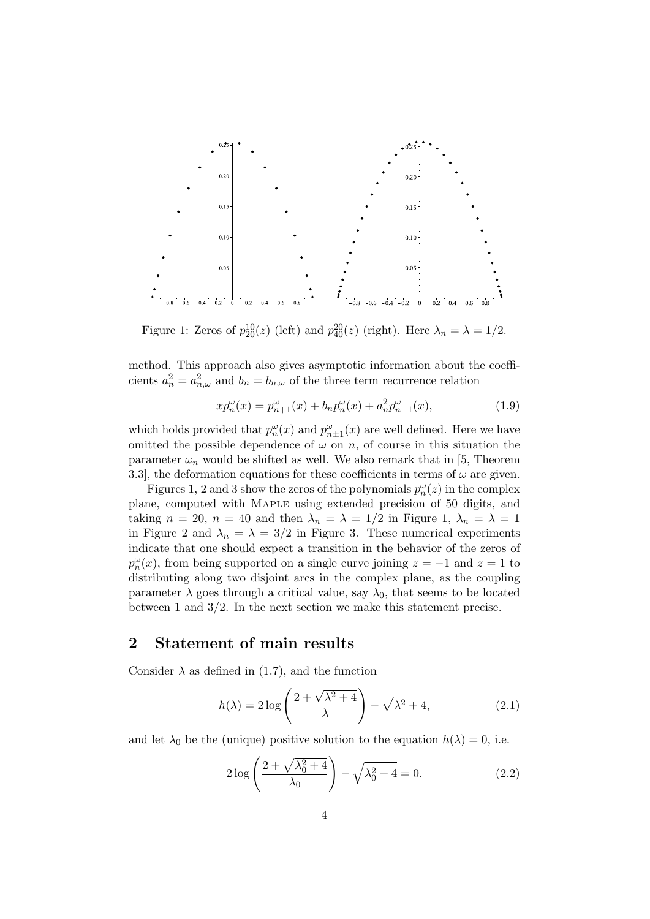Figure 1: Zeros of $p_{20}^{10}(z)$ (left) and $p_{40}^{20}(z)$ (right). Here $\lambda_n = \lambda = 1/2$.

method. This approach also gives asymptotic information about the coefficients $a_n^2 = a_{n,\omega}^2$ and $b_n = b_{n,\omega}$ of the three term recurrence relation

$$xp_n^\omega(x) = p_{n+1}^\omega(x) + b_n p_n^\omega(x) + a_n^2 p_{n-1}^\omega(x), \tag{1.9}$$

which holds provided that $p_n^\omega(x)$ and $p_{n\pm 1}^\omega(x)$ are well defined. Here we have omitted the possible dependence of $\omega$ on $n$, of course in this situation the parameter $\omega_n$ would be shifted as well. We also remark that in [5, Theorem 3.3], the deformation equations for these coefficients in terms of $\omega$ are given.

Figures 1, 2 and 3 show the zeros of the polynomials $p_n^\omega(z)$ in the complex plane, computed with Maple using extended precision of 50 digits, and taking $n = 20$, $n = 40$ and then $\lambda_n = \lambda = 1/2$ in Figure 1, $\lambda_n = \lambda = 1$ in Figure 2 and $\lambda_n = \lambda = 3/2$ in Figure 3. These numerical experiments indicate that one should expect a transition in the behavior of the zeros of $p_n^\omega(x)$, from being supported on a single curve joining $z = -1$ and $z = 1$ to distributing along two disjoint arcs in the complex plane, as the coupling parameter $\lambda$ goes through a critical value, say $\lambda_0$, that seems to be located between 1 and 3/2. In the next section we make this statement precise.

## 2 Statement of main results

Consider $\lambda$ as defined in (1.7), and the function

$$h(\lambda) = 2\log\left(\frac{2+\sqrt{\lambda^2+4}}{\lambda}\right) - \sqrt{\lambda^2+4}, \tag{2.1}$$

and let $\lambda_0$ be the (unique) positive solution to the equation $h(\lambda) = 0$, i.e.

$$2\log\left(\frac{2+\sqrt{\lambda_0^2+4}}{\lambda_0}\right) - \sqrt{\lambda_0^2+4} = 0. \tag{2.2}$$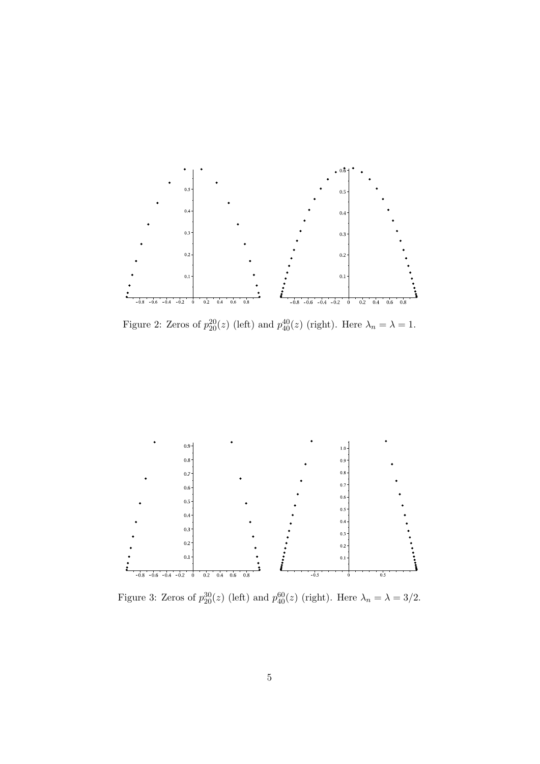-0.8 -0.6 -0.4 -0.2 0 0.2 0.4 0.6 0.8

0.1 0.2 0.3 0.4 0.5

-0.8 -0.6 -0.4 -0.2 0 0.2 0.4 0.6 0.8

0.1 0.2 0.3 0.4 0.5 0.6

Figure 2: Zeros of $p_{20}^{20}(z)$ (left) and $p_{40}^{40}(z)$ (right). Here $\lambda_n = \lambda = 1$.

-0.8 -0.6 -0.4 -0.2 0 0.2 0.4 0.6 0.8

0.1 0.2 0.3 0.4 0.5 0.6 0.7 0.8 0.9

-0.5 0 0.5

0.1 0.2 0.3 0.4 0.5 0.6 0.7 0.8 0.9 1.0

Figure 3: Zeros of $p_{20}^{30}(z)$ (left) and $p_{40}^{60}(z)$ (right). Here $\lambda_n = \lambda = 3/2$.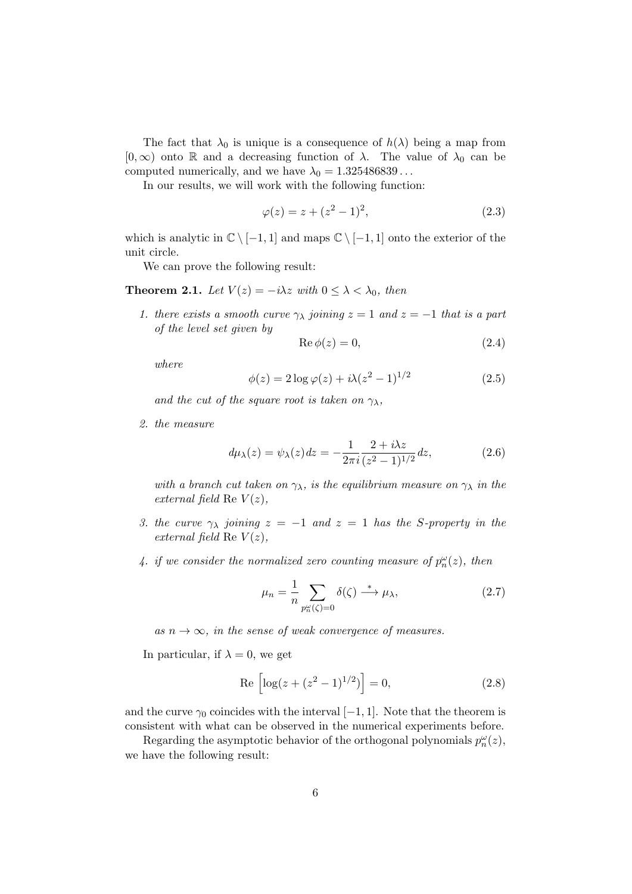The fact that $\lambda_0$ is unique is a consequence of $h(\lambda)$ being a map from $[0, \infty)$ onto $\mathbb{R}$ and a decreasing function of $\lambda$. The value of $\lambda_0$ can be computed numerically, and we have $\lambda_0 = 1.325486839\ldots$

In our results, we will work with the following function:

$$\varphi(z) = z + (z^2 - 1)^2, \tag{2.3}$$

which is analytic in $\mathbb{C} \setminus [-1, 1]$ and maps $\mathbb{C} \setminus [-1, 1]$ onto the exterior of the unit circle.

We can prove the following result:

**Theorem 2.1.** *Let $V(z) = -i\lambda z$ with $0 \le \lambda < \lambda_0$, then*

1. *there exists a smooth curve $\gamma_\lambda$ joining $z = 1$ and $z = -1$ that is a part of the level set given by*
$$\operatorname{Re} \phi(z) = 0, \tag{2.4}$$
*where*
$$\phi(z) = 2 \log \varphi(z) + i\lambda (z^2 - 1)^{1/2} \tag{2.5}$$
*and the cut of the square root is taken on $\gamma_\lambda$,*

2. *the measure*
$$d\mu_\lambda(z) = \psi_\lambda(z)\, dz = -\frac{1}{2\pi i} \frac{2 + i\lambda z}{(z^2 - 1)^{1/2}}\, dz, \tag{2.6}$$
*with a branch cut taken on $\gamma_\lambda$, is the equilibrium measure on $\gamma_\lambda$ in the external field $\operatorname{Re} V(z)$,*

3. *the curve $\gamma_\lambda$ joining $z = -1$ and $z = 1$ has the S-property in the external field $\operatorname{Re} V(z)$,*

4. *if we consider the normalized zero counting measure of $p_n^\omega(z)$, then*
$$\mu_n = \frac{1}{n} \sum_{p_n^\omega(\zeta)=0} \delta(\zeta) \stackrel{*}{\longrightarrow} \mu_\lambda, \tag{2.7}$$
*as $n \to \infty$, in the sense of weak convergence of measures.*

In particular, if $\lambda = 0$, we get

$$\operatorname{Re}\left[\log(z + (z^2 - 1)^{1/2})\right] = 0, \tag{2.8}$$

and the curve $\gamma_0$ coincides with the interval $[-1, 1]$. Note that the theorem is consistent with what can be observed in the numerical experiments before.

Regarding the asymptotic behavior of the orthogonal polynomials $p_n^\omega(z)$, we have the following result: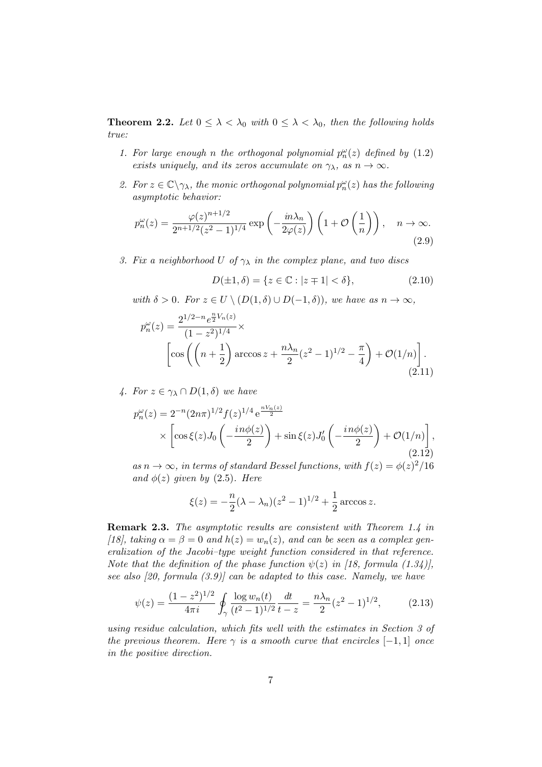**Theorem 2.2.** *Let $0 \leq \lambda < \lambda_0$ with $0 \leq \lambda < \lambda_0$, then the following holds true:*

1. *For large enough $n$ the orthogonal polynomial $p_n^\omega(z)$ defined by (1.2) exists uniquely, and its zeros accumulate on $\gamma_\lambda$, as $n \to \infty$.*

2. *For $z \in \mathbb{C} \backslash \gamma_\lambda$, the monic orthogonal polynomial $p_n^\omega(z)$ has the following asymptotic behavior:*

$$p_n^\omega(z) = \frac{\varphi(z)^{n+1/2}}{2^{n+1/2}(z^2-1)^{1/4}} \exp\left(-\frac{in\lambda_n}{2\varphi(z)}\right)\left(1 + \mathcal{O}\left(\frac{1}{n}\right)\right), \quad n \to \infty. \tag{2.9}$$

3. *Fix a neighborhood $U$ of $\gamma_\lambda$ in the complex plane, and two discs*

$$D(\pm 1, \delta) = \{z \in \mathbb{C} : |z \mp 1| < \delta\}, \tag{2.10}$$

*with $\delta > 0$. For $z \in U \setminus (D(1,\delta) \cup D(-1,\delta))$, we have as $n \to \infty$,*

$$p_n^\omega(z) = \frac{2^{1/2-n} e^{\frac{n}{2}V_n(z)}}{(1-z^2)^{1/4}} \times \left[\cos\left(\left(n+\frac{1}{2}\right)\arccos z + \frac{n\lambda_n}{2}(z^2-1)^{1/2} - \frac{\pi}{4}\right) + \mathcal{O}(1/n)\right]. \tag{2.11}$$

4. *For $z \in \gamma_\lambda \cap D(1,\delta)$ we have*

$$p_n^\omega(z) = 2^{-n}(2n\pi)^{1/2} f(z)^{1/4} \mathrm{e}^{\frac{nV_n(z)}{2}} \times \left[\cos\xi(z) J_0\left(-\frac{in\phi(z)}{2}\right) + \sin\xi(z) J_0'\left(-\frac{in\phi(z)}{2}\right) + \mathcal{O}(1/n)\right], \tag{2.12}$$

*as $n \to \infty$, in terms of standard Bessel functions, with $f(z) = \phi(z)^2/16$ and $\phi(z)$ given by (2.5). Here*

$$\xi(z) = -\frac{n}{2}(\lambda - \lambda_n)(z^2-1)^{1/2} + \frac{1}{2}\arccos z.$$

**Remark 2.3.** *The asymptotic results are consistent with Theorem 1.4 in [18], taking $\alpha = \beta = 0$ and $h(z) = w_n(z)$, and can be seen as a complex generalization of the Jacobi–type weight function considered in that reference. Note that the definition of the phase function $\psi(z)$ in [18, formula (1.34)], see also [20, formula (3.9)] can be adapted to this case. Namely, we have*

$$\psi(z) = \frac{(1-z^2)^{1/2}}{4\pi i} \oint_\gamma \frac{\log w_n(t)}{(t^2-1)^{1/2}} \frac{dt}{t-z} = \frac{n\lambda_n}{2}(z^2-1)^{1/2}, \tag{2.13}$$

*using residue calculation, which fits well with the estimates in Section 3 of the previous theorem. Here $\gamma$ is a smooth curve that encircles $[-1,1]$ once in the positive direction.*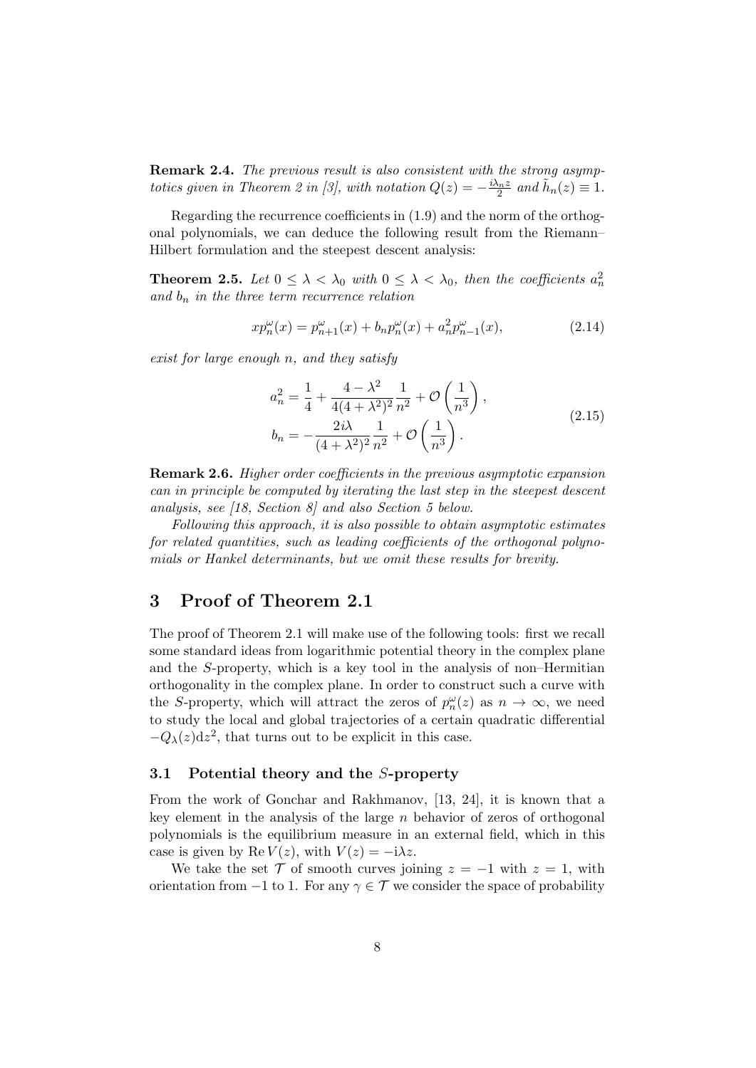**Remark 2.4.** *The previous result is also consistent with the strong asymptotics given in Theorem 2 in [3], with notation $Q(z) = -\frac{i\lambda_n z}{2}$ and $\tilde{h}_n(z) \equiv 1$.*

Regarding the recurrence coefficients in (1.9) and the norm of the orthogonal polynomials, we can deduce the following result from the Riemann–Hilbert formulation and the steepest descent analysis:

**Theorem 2.5.** *Let $0 \leq \lambda < \lambda_0$ with $0 \leq \lambda < \lambda_0$, then the coefficients $a_n^2$ and $b_n$ in the three term recurrence relation*

$$x p_n^{\omega}(x) = p_{n+1}^{\omega}(x) + b_n p_n^{\omega}(x) + a_n^2 p_{n-1}^{\omega}(x), \tag{2.14}$$

*exist for large enough $n$, and they satisfy*

$$\begin{aligned} a_n^2 &= \frac{1}{4} + \frac{4-\lambda^2}{4(4+\lambda^2)^2}\frac{1}{n^2} + \mathcal{O}\left(\frac{1}{n^3}\right), \\ b_n &= -\frac{2i\lambda}{(4+\lambda^2)^2}\frac{1}{n^2} + \mathcal{O}\left(\frac{1}{n^3}\right). \end{aligned} \tag{2.15}$$

**Remark 2.6.** *Higher order coefficients in the previous asymptotic expansion can in principle be computed by iterating the last step in the steepest descent analysis, see [18, Section 8] and also Section 5 below.*

*Following this approach, it is also possible to obtain asymptotic estimates for related quantities, such as leading coefficients of the orthogonal polynomials or Hankel determinants, but we omit these results for brevity.*

# 3 Proof of Theorem 2.1

The proof of Theorem 2.1 will make use of the following tools: first we recall some standard ideas from logarithmic potential theory in the complex plane and the $S$-property, which is a key tool in the analysis of non–Hermitian orthogonality in the complex plane. In order to construct such a curve with the $S$-property, which will attract the zeros of $p_n^{\omega}(z)$ as $n \to \infty$, we need to study the local and global trajectories of a certain quadratic differential $-Q_\lambda(z)\mathrm{d}z^2$, that turns out to be explicit in this case.

## 3.1 Potential theory and the $S$-property

From the work of Gonchar and Rakhmanov, [13, 24], it is known that a key element in the analysis of the large $n$ behavior of zeros of orthogonal polynomials is the equilibrium measure in an external field, which in this case is given by $\operatorname{Re} V(z)$, with $V(z) = -\mathrm{i}\lambda z$.

We take the set $\mathcal{T}$ of smooth curves joining $z = -1$ with $z = 1$, with orientation from $-1$ to $1$. For any $\gamma \in \mathcal{T}$ we consider the space of probability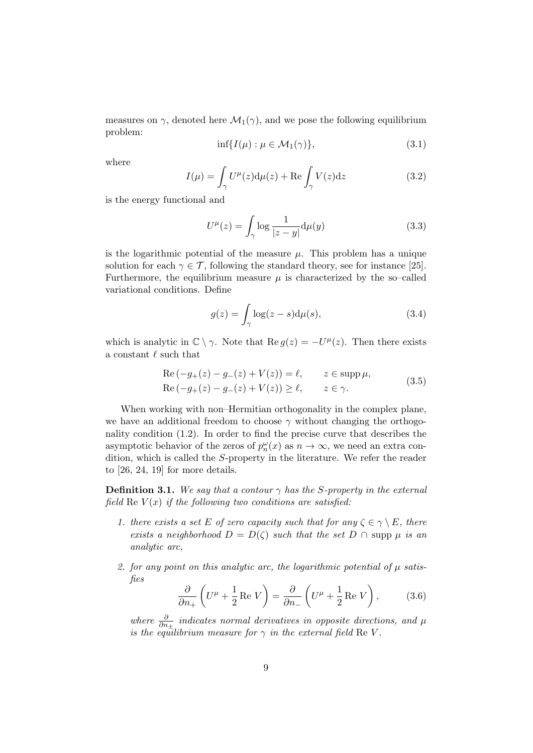measures on $\gamma$, denoted here $\mathcal{M}_1(\gamma)$, and we pose the following equilibrium problem:

$$
\inf\{I(\mu) : \mu \in \mathcal{M}_1(\gamma)\}, \tag{3.1}
$$

where

$$
I(\mu) = \int_\gamma U^\mu(z)\mathrm{d}\mu(z) + \mathrm{Re}\int_\gamma V(z)\mathrm{d}z \tag{3.2}
$$

is the energy functional and

$$
U^\mu(z) = \int_\gamma \log\frac{1}{|z-y|}\mathrm{d}\mu(y) \tag{3.3}
$$

is the logarithmic potential of the measure $\mu$. This problem has a unique solution for each $\gamma \in \mathcal{T}$, following the standard theory, see for instance [25]. Furthermore, the equilibrium measure $\mu$ is characterized by the so–called variational conditions. Define

$$
g(z) = \int_\gamma \log(z-s)\mathrm{d}\mu(s), \tag{3.4}
$$

which is analytic in $\mathbb{C}\setminus\gamma$. Note that $\mathrm{Re}\, g(z) = -U^\mu(z)$. Then there exists a constant $\ell$ such that

$$
\begin{aligned}
&\mathrm{Re}\left(-g_+(z) - g_-(z) + V(z)\right) = \ell, \qquad z \in \operatorname{supp}\mu,\\
&\mathrm{Re}\left(-g_+(z) - g_-(z) + V(z)\right) \geq \ell, \qquad z \in \gamma.
\end{aligned} \tag{3.5}
$$

When working with non–Hermitian orthogonality in the complex plane, we have an additional freedom to choose $\gamma$ without changing the orthogonality condition (1.2). In order to find the precise curve that describes the asymptotic behavior of the zeros of $p_n^\omega(x)$ as $n \to \infty$, we need an extra condition, which is called the $S$-property in the literature. We refer the reader to [26, 24, 19] for more details.

**Definition 3.1.** *We say that a contour $\gamma$ has the S-property in the external field $\mathrm{Re}\; V(x)$ if the following two conditions are satisfied:*

1. *there exists a set $E$ of zero capacity such that for any $\zeta \in \gamma \setminus E$, there exists a neighborhood $D = D(\zeta)$ such that the set $D \cap \operatorname{supp}\mu$ is an analytic arc,*
2. *for any point on this analytic arc, the logarithmic potential of $\mu$ satisfies*

$$
\frac{\partial}{\partial n_+}\left(U^\mu + \frac{1}{2}\mathrm{Re}\; V\right) = \frac{\partial}{\partial n_-}\left(U^\mu + \frac{1}{2}\mathrm{Re}\; V\right), \tag{3.6}
$$

*where $\frac{\partial}{\partial n_\pm}$ indicates normal derivatives in opposite directions, and $\mu$ is the equilibrium measure for $\gamma$ in the external field $\mathrm{Re}\; V$.*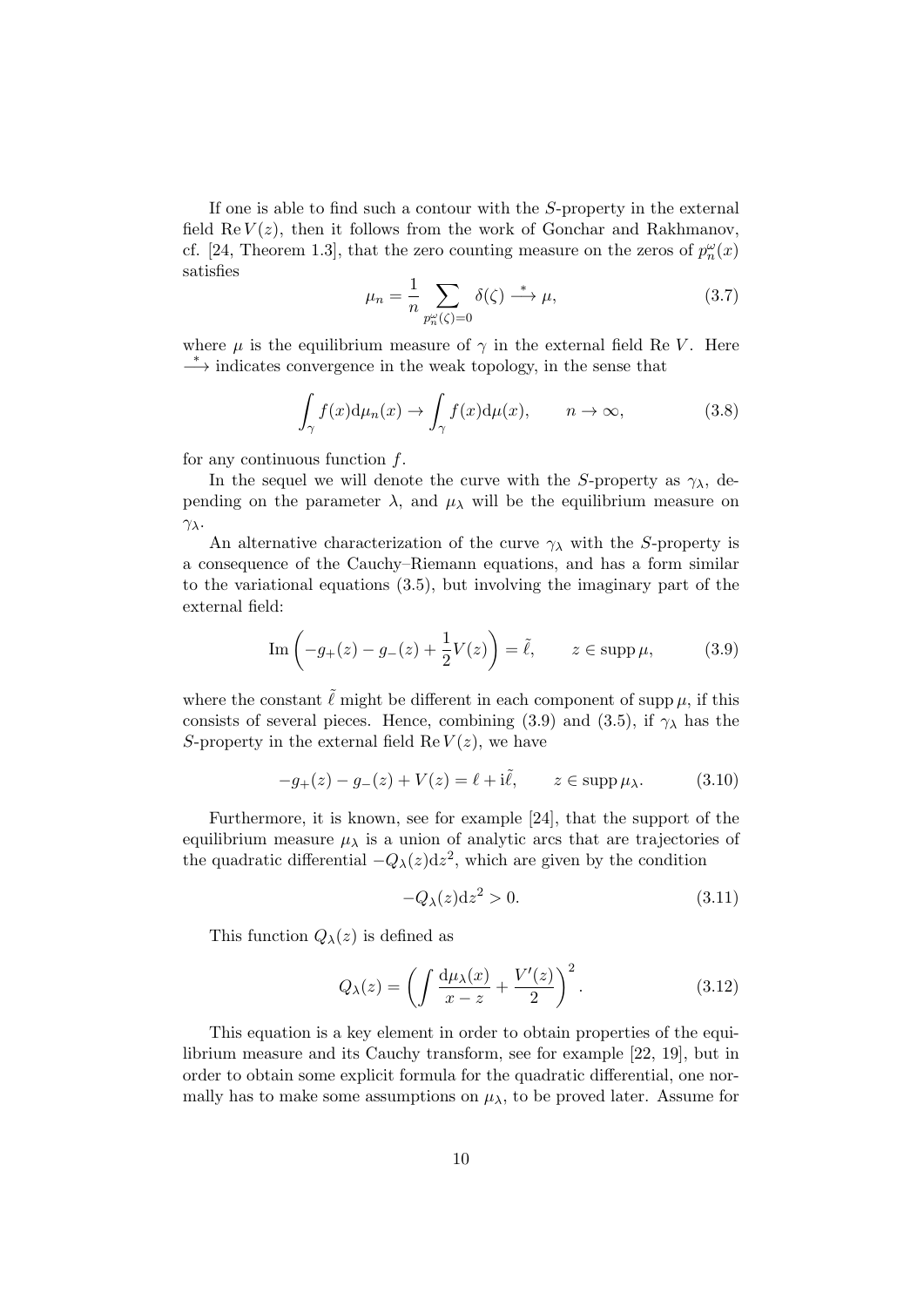If one is able to find such a contour with the $S$-property in the external field $\operatorname{Re} V(z)$, then it follows from the work of Gonchar and Rakhmanov, cf. [24, Theorem 1.3], that the zero counting measure on the zeros of $p_n^{\omega}(x)$ satisfies

$$\mu_n = \frac{1}{n} \sum_{p_n^{\omega}(\zeta)=0} \delta(\zeta) \xrightarrow{\ *\ } \mu, \tag{3.7}$$

where $\mu$ is the equilibrium measure of $\gamma$ in the external field Re $V$. Here $\xrightarrow{\ *\ }$ indicates convergence in the weak topology, in the sense that

$$\int_{\gamma} f(x) \mathrm{d}\mu_n(x) \to \int_{\gamma} f(x) \mathrm{d}\mu(x), \qquad n \to \infty, \tag{3.8}$$

for any continuous function $f$.

In the sequel we will denote the curve with the $S$-property as $\gamma_\lambda$, depending on the parameter $\lambda$, and $\mu_\lambda$ will be the equilibrium measure on $\gamma_\lambda$.

An alternative characterization of the curve $\gamma_\lambda$ with the $S$-property is a consequence of the Cauchy–Riemann equations, and has a form similar to the variational equations (3.5), but involving the imaginary part of the external field:

$$\operatorname{Im} \left( -g_+(z) - g_-(z) + \frac{1}{2} V(z) \right) = \tilde{\ell}, \qquad z \in \operatorname{supp} \mu, \tag{3.9}$$

where the constant $\tilde{\ell}$ might be different in each component of $\operatorname{supp} \mu$, if this consists of several pieces. Hence, combining (3.9) and (3.5), if $\gamma_\lambda$ has the $S$-property in the external field $\operatorname{Re} V(z)$, we have

$$-g_+(z) - g_-(z) + V(z) = \ell + \mathrm{i}\tilde{\ell}, \qquad z \in \operatorname{supp} \mu_\lambda. \tag{3.10}$$

Furthermore, it is known, see for example [24], that the support of the equilibrium measure $\mu_\lambda$ is a union of analytic arcs that are trajectories of the quadratic differential $-Q_\lambda(z)\mathrm{d}z^2$, which are given by the condition

$$-Q_\lambda(z)\mathrm{d}z^2 > 0. \tag{3.11}$$

This function $Q_\lambda(z)$ is defined as

$$Q_\lambda(z) = \left( \int \frac{\mathrm{d}\mu_\lambda(x)}{x - z} + \frac{V'(z)}{2} \right)^2. \tag{3.12}$$

This equation is a key element in order to obtain properties of the equilibrium measure and its Cauchy transform, see for example [22, 19], but in order to obtain some explicit formula for the quadratic differential, one normally has to make some assumptions on $\mu_\lambda$, to be proved later. Assume for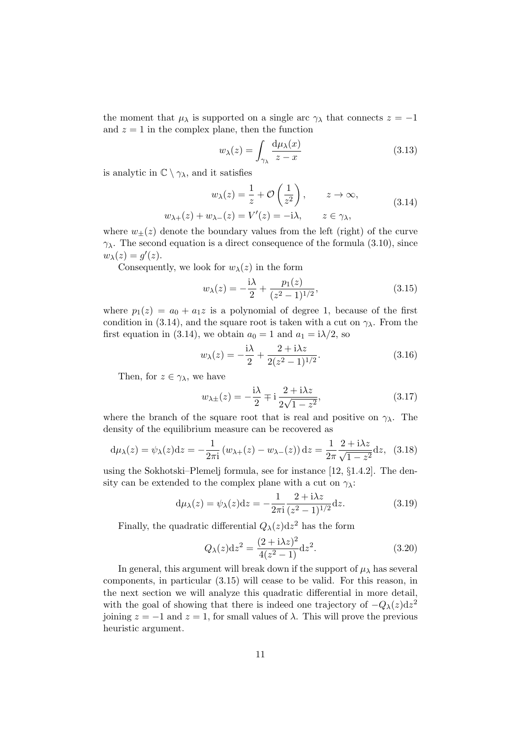the moment that $\mu_\lambda$ is supported on a single arc $\gamma_\lambda$ that connects $z=-1$ and $z=1$ in the complex plane, then the function

$$w_\lambda(z) = \int_{\gamma_\lambda} \frac{\mathrm{d}\mu_\lambda(x)}{z-x} \tag{3.13}$$

is analytic in $\mathbb{C} \setminus \gamma_\lambda$, and it satisfies

$$\begin{aligned} w_\lambda(z) &= \frac{1}{z} + \mathcal{O}\left(\frac{1}{z^2}\right), \qquad z \to \infty, \\ w_{\lambda+}(z) + w_{\lambda-}(z) &= V'(z) = -\mathrm{i}\lambda, \qquad z \in \gamma_\lambda, \end{aligned} \tag{3.14}$$

where $w_\pm(z)$ denote the boundary values from the left (right) of the curve $\gamma_\lambda$. The second equation is a direct consequence of the formula (3.10), since $w_\lambda(z) = g'(z)$.

Consequently, we look for $w_\lambda(z)$ in the form

$$w_\lambda(z) = -\frac{\mathrm{i}\lambda}{2} + \frac{p_1(z)}{(z^2-1)^{1/2}}, \tag{3.15}$$

where $p_1(z) = a_0 + a_1 z$ is a polynomial of degree 1, because of the first condition in (3.14), and the square root is taken with a cut on $\gamma_\lambda$. From the first equation in (3.14), we obtain $a_0 = 1$ and $a_1 = \mathrm{i}\lambda/2$, so

$$w_\lambda(z) = -\frac{\mathrm{i}\lambda}{2} + \frac{2+\mathrm{i}\lambda z}{2(z^2-1)^{1/2}}. \tag{3.16}$$

Then, for $z \in \gamma_\lambda$, we have

$$w_{\lambda\pm}(z) = -\frac{\mathrm{i}\lambda}{2} \mp \mathrm{i}\,\frac{2+\mathrm{i}\lambda z}{2\sqrt{1-z^2}}, \tag{3.17}$$

where the branch of the square root that is real and positive on $\gamma_\lambda$. The density of the equilibrium measure can be recovered as

$$\mathrm{d}\mu_\lambda(z) = \psi_\lambda(z)\mathrm{d}z = -\frac{1}{2\pi\mathrm{i}}\left(w_{\lambda+}(z) - w_{\lambda-}(z)\right)\mathrm{d}z = \frac{1}{2\pi}\frac{2+\mathrm{i}\lambda z}{\sqrt{1-z^2}}\mathrm{d}z, \tag{3.18}$$

using the Sokhotski–Plemelj formula, see for instance [12, §1.4.2]. The density can be extended to the complex plane with a cut on $\gamma_\lambda$:

$$\mathrm{d}\mu_\lambda(z) = \psi_\lambda(z)\mathrm{d}z = -\frac{1}{2\pi\mathrm{i}}\frac{2+\mathrm{i}\lambda z}{(z^2-1)^{1/2}}\mathrm{d}z. \tag{3.19}$$

Finally, the quadratic differential $Q_\lambda(z)\mathrm{d}z^2$ has the form

$$Q_\lambda(z)\mathrm{d}z^2 = \frac{(2+\mathrm{i}\lambda z)^2}{4(z^2-1)}\mathrm{d}z^2. \tag{3.20}$$

In general, this argument will break down if the support of $\mu_\lambda$ has several components, in particular (3.15) will cease to be valid. For this reason, in the next section we will analyze this quadratic differential in more detail, with the goal of showing that there is indeed one trajectory of $-Q_\lambda(z)\mathrm{d}z^2$ joining $z=-1$ and $z=1$, for small values of $\lambda$. This will prove the previous heuristic argument.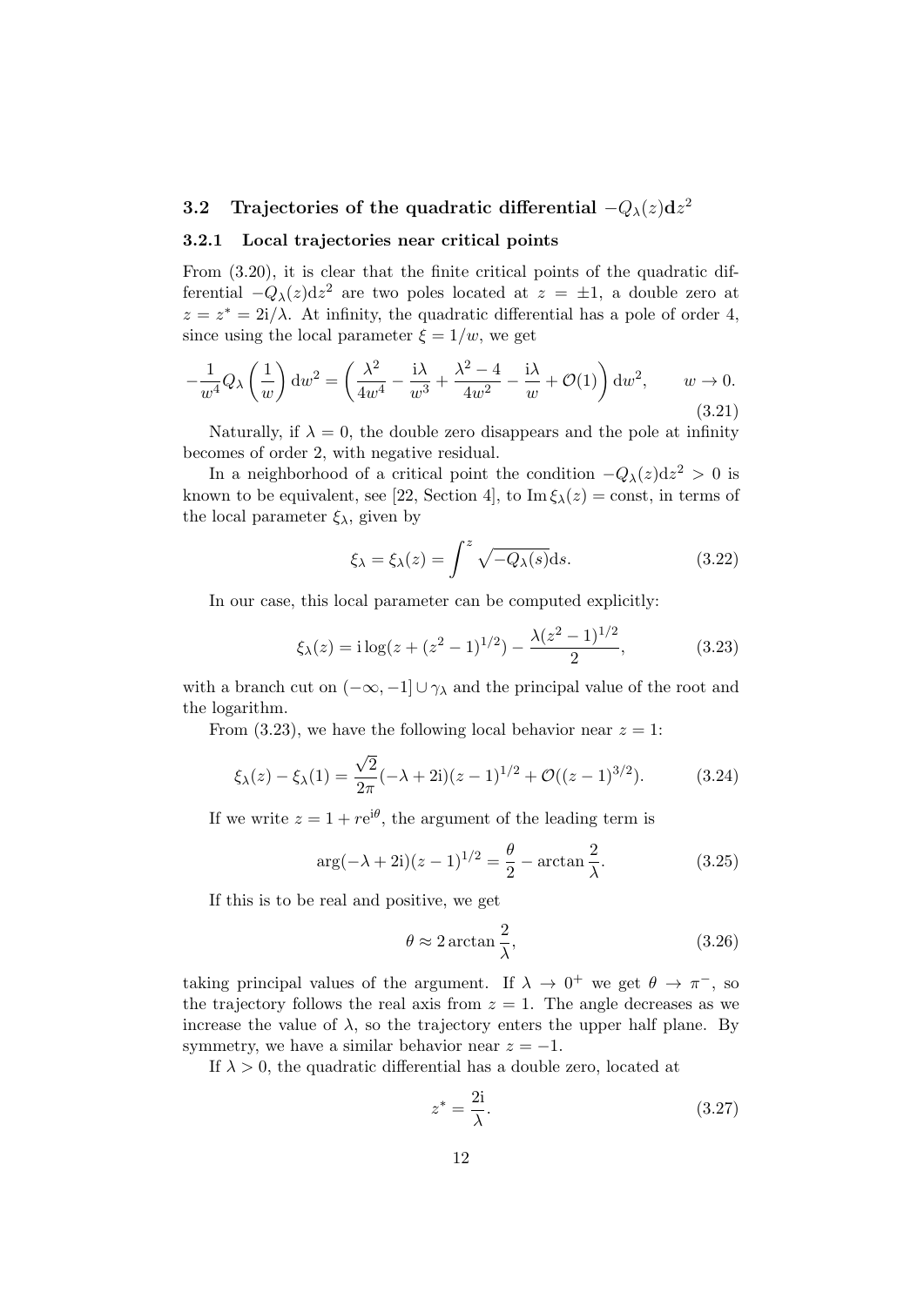### 3.2 Trajectories of the quadratic differential $-Q_\lambda(z)\mathrm{d}z^2$

#### 3.2.1 Local trajectories near critical points

From (3.20), it is clear that the finite critical points of the quadratic differential $-Q_\lambda(z)\mathrm{d}z^2$ are two poles located at $z = \pm 1$, a double zero at $z = z^* = 2\mathrm{i}/\lambda$. At infinity, the quadratic differential has a pole of order 4, since using the local parameter $\xi = 1/w$, we get

$$-\frac{1}{w^4}Q_\lambda\left(\frac{1}{w}\right)\mathrm{d}w^2 = \left(\frac{\lambda^2}{4w^4} - \frac{\mathrm{i}\lambda}{w^3} + \frac{\lambda^2-4}{4w^2} - \frac{\mathrm{i}\lambda}{w} + \mathcal{O}(1)\right)\mathrm{d}w^2, \qquad w \to 0. \tag{3.21}$$

Naturally, if $\lambda = 0$, the double zero disappears and the pole at infinity becomes of order 2, with negative residual.

In a neighborhood of a critical point the condition $-Q_\lambda(z)\mathrm{d}z^2 > 0$ is known to be equivalent, see [22, Section 4], to $\operatorname{Im}\xi_\lambda(z) = \text{const}$, in terms of the local parameter $\xi_\lambda$, given by

$$\xi_\lambda = \xi_\lambda(z) = \int^z \sqrt{-Q_\lambda(s)}\mathrm{d}s. \tag{3.22}$$

In our case, this local parameter can be computed explicitly:

$$\xi_\lambda(z) = \mathrm{i}\log(z + (z^2-1)^{1/2}) - \frac{\lambda(z^2-1)^{1/2}}{2}, \tag{3.23}$$

with a branch cut on $(-\infty, -1] \cup \gamma_\lambda$ and the principal value of the root and the logarithm.

From (3.23), we have the following local behavior near $z = 1$:

$$\xi_\lambda(z) - \xi_\lambda(1) = \frac{\sqrt{2}}{2\pi}(-\lambda + 2\mathrm{i})(z-1)^{1/2} + \mathcal{O}((z-1)^{3/2}). \tag{3.24}$$

If we write $z = 1 + re^{\mathrm{i}\theta}$, the argument of the leading term is

$$\arg(-\lambda + 2\mathrm{i})(z-1)^{1/2} = \frac{\theta}{2} - \arctan\frac{2}{\lambda}. \tag{3.25}$$

If this is to be real and positive, we get

$$\theta \approx 2\arctan\frac{2}{\lambda}, \tag{3.26}$$

taking principal values of the argument. If $\lambda \to 0^+$ we get $\theta \to \pi^-$, so the trajectory follows the real axis from $z = 1$. The angle decreases as we increase the value of $\lambda$, so the trajectory enters the upper half plane. By symmetry, we have a similar behavior near $z = -1$.

If $\lambda > 0$, the quadratic differential has a double zero, located at

$$z^* = \frac{2\mathrm{i}}{\lambda}. \tag{3.27}$$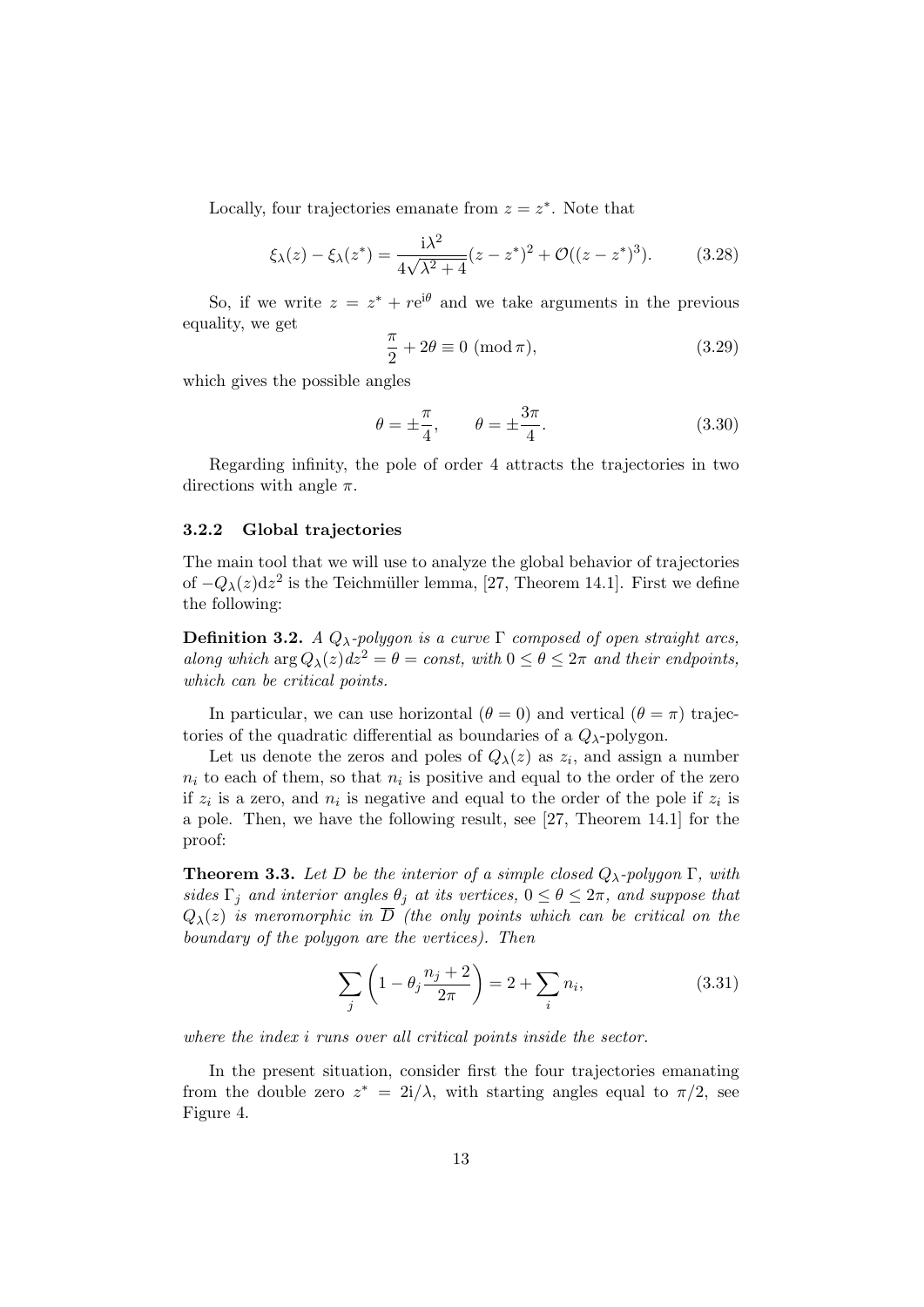Locally, four trajectories emanate from $z = z^*$. Note that

$$\xi_\lambda(z) - \xi_\lambda(z^*) = \frac{\mathrm{i}\lambda^2}{4\sqrt{\lambda^2+4}}(z - z^*)^2 + \mathcal{O}((z - z^*)^3). \tag{3.28}$$

So, if we write $z = z^* + re^{\mathrm{i}\theta}$ and we take arguments in the previous equality, we get

$$\frac{\pi}{2} + 2\theta \equiv 0 \ (\mathrm{mod}\, \pi), \tag{3.29}$$

which gives the possible angles

$$\theta = \pm\frac{\pi}{4}, \qquad \theta = \pm\frac{3\pi}{4}. \tag{3.30}$$

Regarding infinity, the pole of order 4 attracts the trajectories in two directions with angle $\pi$.

### 3.2.2 Global trajectories

The main tool that we will use to analyze the global behavior of trajectories of $-Q_\lambda(z)\mathrm{d}z^2$ is the Teichmüller lemma, [27, Theorem 14.1]. First we define the following:

**Definition 3.2.** *A $Q_\lambda$-polygon is a curve $\Gamma$ composed of open straight arcs, along which $\arg Q_\lambda(z)dz^2 = \theta = const$, with $0 \leq \theta \leq 2\pi$ and their endpoints, which can be critical points.*

In particular, we can use horizontal ($\theta = 0$) and vertical ($\theta = \pi$) trajectories of the quadratic differential as boundaries of a $Q_\lambda$-polygon.

Let us denote the zeros and poles of $Q_\lambda(z)$ as $z_i$, and assign a number $n_i$ to each of them, so that $n_i$ is positive and equal to the order of the zero if $z_i$ is a zero, and $n_i$ is negative and equal to the order of the pole if $z_i$ is a pole. Then, we have the following result, see [27, Theorem 14.1] for the proof:

**Theorem 3.3.** *Let $D$ be the interior of a simple closed $Q_\lambda$-polygon $\Gamma$, with sides $\Gamma_j$ and interior angles $\theta_j$ at its vertices, $0 \leq \theta \leq 2\pi$, and suppose that $Q_\lambda(z)$ is meromorphic in $\overline{D}$ (the only points which can be critical on the boundary of the polygon are the vertices). Then*

$$\sum_j \left(1 - \theta_j \frac{n_j + 2}{2\pi}\right) = 2 + \sum_i n_i, \tag{3.31}$$

*where the index $i$ runs over all critical points inside the sector.*

In the present situation, consider first the four trajectories emanating from the double zero $z^* = 2\mathrm{i}/\lambda$, with starting angles equal to $\pi/2$, see Figure 4.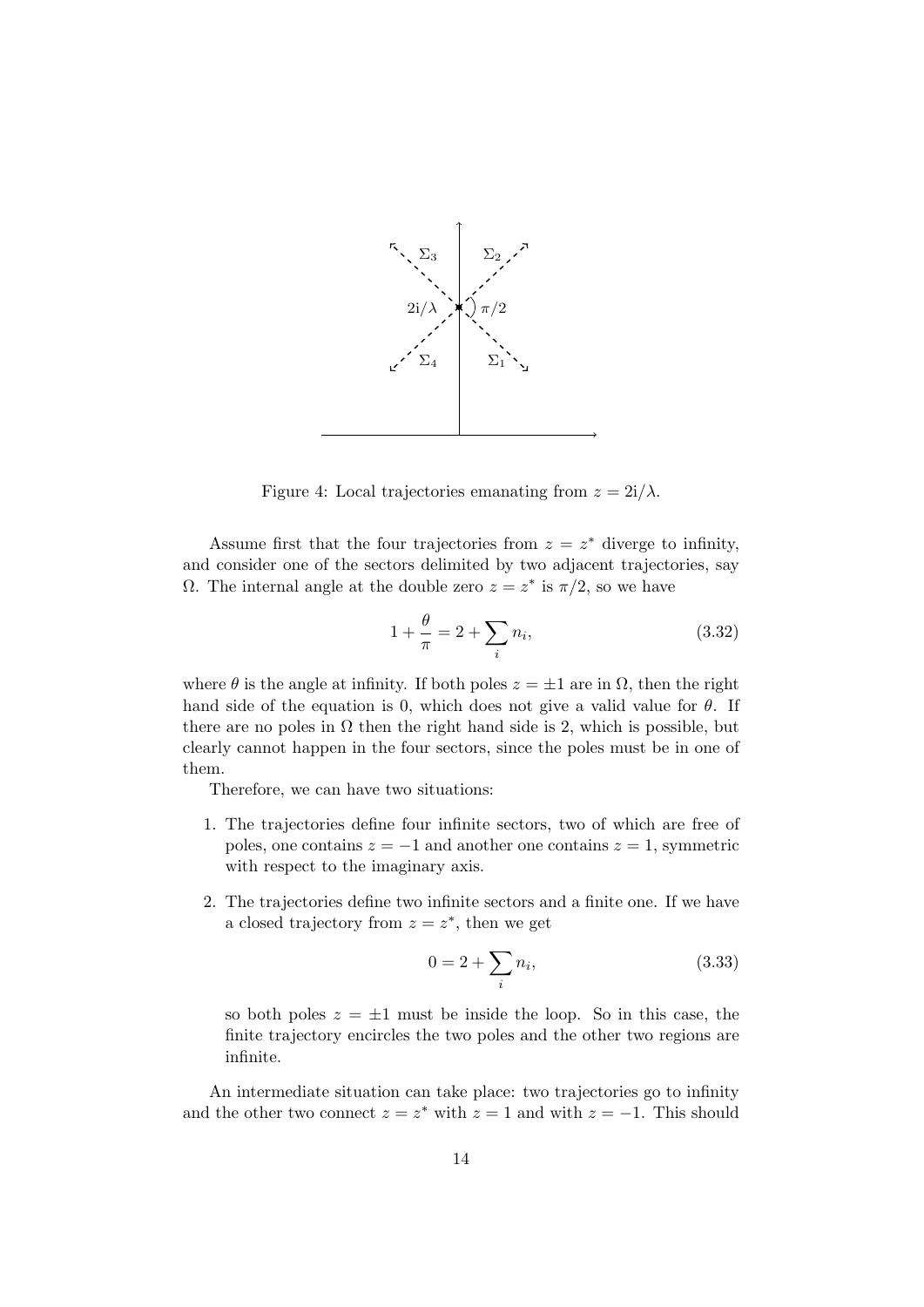$\Sigma_3$

$\Sigma_2$

$2i/\lambda$

$\pi/2$

$\Sigma_4$

$\Sigma_1$

Figure 4: Local trajectories emanating from $z = 2i/\lambda$.

Assume first that the four trajectories from $z = z^*$ diverge to infinity, and consider one of the sectors delimited by two adjacent trajectories, say $\Omega$. The internal angle at the double zero $z = z^*$ is $\pi/2$, so we have

$$1 + \frac{\theta}{\pi} = 2 + \sum_i n_i, \tag{3.32}$$

where $\theta$ is the angle at infinity. If both poles $z = \pm 1$ are in $\Omega$, then the right hand side of the equation is 0, which does not give a valid value for $\theta$. If there are no poles in $\Omega$ then the right hand side is 2, which is possible, but clearly cannot happen in the four sectors, since the poles must be in one of them.

Therefore, we can have two situations:

1. The trajectories define four infinite sectors, two of which are free of poles, one contains $z = -1$ and another one contains $z = 1$, symmetric with respect to the imaginary axis.
2. The trajectories define two infinite sectors and a finite one. If we have a closed trajectory from $z = z^*$, then we get

$$0 = 2 + \sum_i n_i, \tag{3.33}$$

so both poles $z = \pm 1$ must be inside the loop. So in this case, the finite trajectory encircles the two poles and the other two regions are infinite.

An intermediate situation can take place: two trajectories go to infinity and the other two connect $z = z^*$ with $z = 1$ and with $z = -1$. This should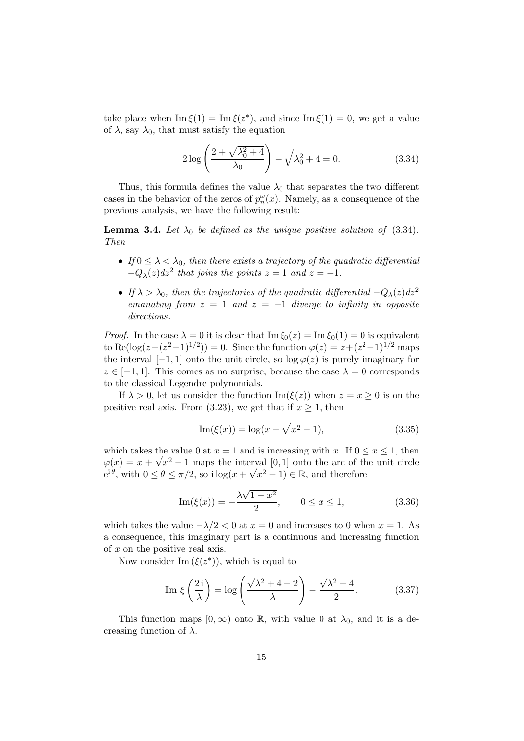take place when $\operatorname{Im}\xi(1) = \operatorname{Im}\xi(z^*)$, and since $\operatorname{Im}\xi(1) = 0$, we get a value of $\lambda$, say $\lambda_0$, that must satisfy the equation

$$2\log\left(\frac{2+\sqrt{\lambda_0^2+4}}{\lambda_0}\right) - \sqrt{\lambda_0^2+4} = 0. \tag{3.34}$$

Thus, this formula defines the value $\lambda_0$ that separates the two different cases in the behavior of the zeros of $p_n^\omega(x)$. Namely, as a consequence of the previous analysis, we have the following result:

**Lemma 3.4.** *Let $\lambda_0$ be defined as the unique positive solution of (3.34). Then*

- *If $0 \leq \lambda < \lambda_0$, then there exists a trajectory of the quadratic differential $-Q_\lambda(z)dz^2$ that joins the points $z = 1$ and $z = -1$.*
- *If $\lambda > \lambda_0$, then the trajectories of the quadratic differential $-Q_\lambda(z)dz^2$ emanating from $z = 1$ and $z = -1$ diverge to infinity in opposite directions.*

*Proof.* In the case $\lambda = 0$ it is clear that $\operatorname{Im}\xi_0(z) = \operatorname{Im}\xi_0(1) = 0$ is equivalent to $\operatorname{Re}(\log(z+(z^2-1)^{1/2})) = 0$. Since the function $\varphi(z) = z+(z^2-1)^{1/2}$ maps the interval $[-1,1]$ onto the unit circle, so $\log\varphi(z)$ is purely imaginary for $z \in [-1,1]$. This comes as no surprise, because the case $\lambda = 0$ corresponds to the classical Legendre polynomials.

If $\lambda > 0$, let us consider the function $\operatorname{Im}(\xi(z))$ when $z = x \geq 0$ is on the positive real axis. From (3.23), we get that if $x \geq 1$, then

$$\operatorname{Im}(\xi(x)) = \log(x + \sqrt{x^2-1}), \tag{3.35}$$

which takes the value 0 at $x = 1$ and is increasing with $x$. If $0 \leq x \leq 1$, then $\varphi(x) = x + \sqrt{x^2-1}$ maps the interval $[0,1]$ onto the arc of the unit circle $\mathrm{e}^{\mathrm{i}\theta}$, with $0 \leq \theta \leq \pi/2$, so $\mathrm{i}\log(x+\sqrt{x^2-1}) \in \mathbb{R}$, and therefore

$$\operatorname{Im}(\xi(x)) = -\frac{\lambda\sqrt{1-x^2}}{2}, \qquad 0 \leq x \leq 1, \tag{3.36}$$

which takes the value $-\lambda/2 < 0$ at $x = 0$ and increases to 0 when $x = 1$. As a consequence, this imaginary part is a continuous and increasing function of $x$ on the positive real axis.

Now consider $\operatorname{Im}(\xi(z^*))$, which is equal to

$$\operatorname{Im}\,\xi\left(\frac{2\,\mathrm{i}}{\lambda}\right) = \log\left(\frac{\sqrt{\lambda^2+4}+2}{\lambda}\right) - \frac{\sqrt{\lambda^2+4}}{2}. \tag{3.37}$$

This function maps $[0,\infty)$ onto $\mathbb{R}$, with value 0 at $\lambda_0$, and it is a decreasing function of $\lambda$.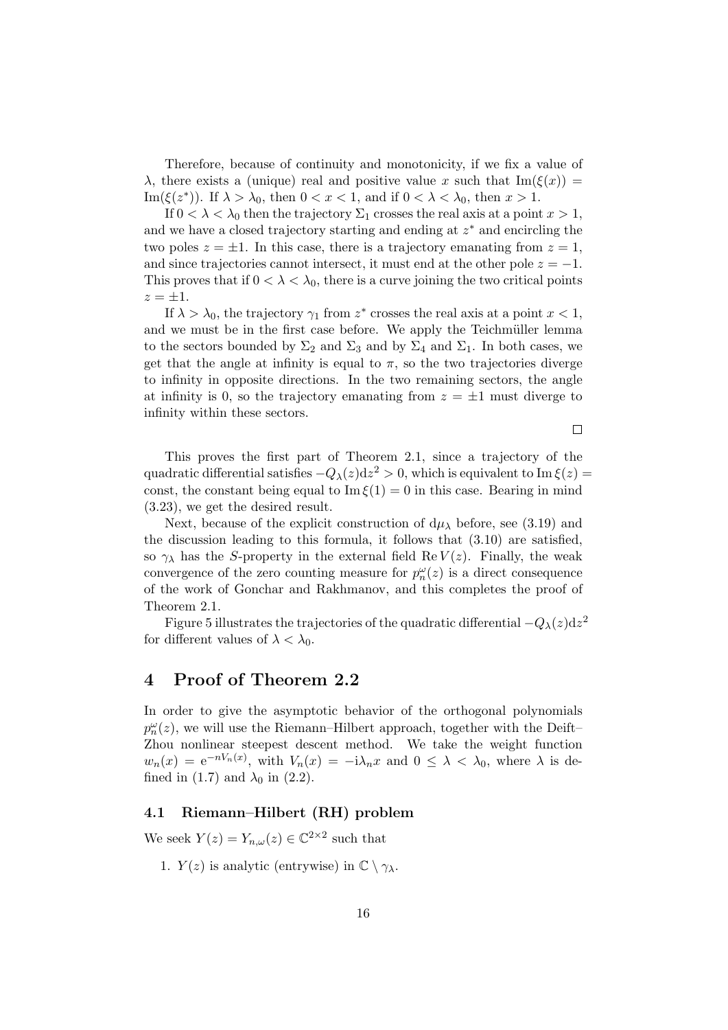Therefore, because of continuity and monotonicity, if we fix a value of $\lambda$, there exists a (unique) real and positive value $x$ such that $\mathrm{Im}(\xi(x)) = \mathrm{Im}(\xi(z^*))$. If $\lambda > \lambda_0$, then $0 < x < 1$, and if $0 < \lambda < \lambda_0$, then $x > 1$.

If $0 < \lambda < \lambda_0$ then the trajectory $\Sigma_1$ crosses the real axis at a point $x > 1$, and we have a closed trajectory starting and ending at $z^*$ and encircling the two poles $z = \pm 1$. In this case, there is a trajectory emanating from $z = 1$, and since trajectories cannot intersect, it must end at the other pole $z = -1$. This proves that if $0 < \lambda < \lambda_0$, there is a curve joining the two critical points $z = \pm 1$.

If $\lambda > \lambda_0$, the trajectory $\gamma_1$ from $z^*$ crosses the real axis at a point $x < 1$, and we must be in the first case before. We apply the Teichmüller lemma to the sectors bounded by $\Sigma_2$ and $\Sigma_3$ and by $\Sigma_4$ and $\Sigma_1$. In both cases, we get that the angle at infinity is equal to $\pi$, so the two trajectories diverge to infinity in opposite directions. In the two remaining sectors, the angle at infinity is 0, so the trajectory emanating from $z = \pm 1$ must diverge to infinity within these sectors.

□

This proves the first part of Theorem 2.1, since a trajectory of the quadratic differential satisfies $-Q_\lambda(z)\mathrm{d}z^2 > 0$, which is equivalent to $\mathrm{Im}\,\xi(z) = \mathrm{const}$, the constant being equal to $\mathrm{Im}\,\xi(1) = 0$ in this case. Bearing in mind (3.23), we get the desired result.

Next, because of the explicit construction of $\mathrm{d}\mu_\lambda$ before, see (3.19) and the discussion leading to this formula, it follows that (3.10) are satisfied, so $\gamma_\lambda$ has the $S$-property in the external field $\mathrm{Re}\,V(z)$. Finally, the weak convergence of the zero counting measure for $p_n^\omega(z)$ is a direct consequence of the work of Gonchar and Rakhmanov, and this completes the proof of Theorem 2.1.

Figure 5 illustrates the trajectories of the quadratic differential $-Q_\lambda(z)\mathrm{d}z^2$ for different values of $\lambda < \lambda_0$.

# 4 Proof of Theorem 2.2

In order to give the asymptotic behavior of the orthogonal polynomials $p_n^\omega(z)$, we will use the Riemann–Hilbert approach, together with the Deift–Zhou nonlinear steepest descent method. We take the weight function $w_n(x) = \mathrm{e}^{-nV_n(x)}$, with $V_n(x) = -\mathrm{i}\lambda_n x$ and $0 \leq \lambda < \lambda_0$, where $\lambda$ is defined in (1.7) and $\lambda_0$ in (2.2).

## 4.1 Riemann–Hilbert (RH) problem

We seek $Y(z) = Y_{n,\omega}(z) \in \mathbb{C}^{2\times 2}$ such that

1. $Y(z)$ is analytic (entrywise) in $\mathbb{C} \setminus \gamma_\lambda$.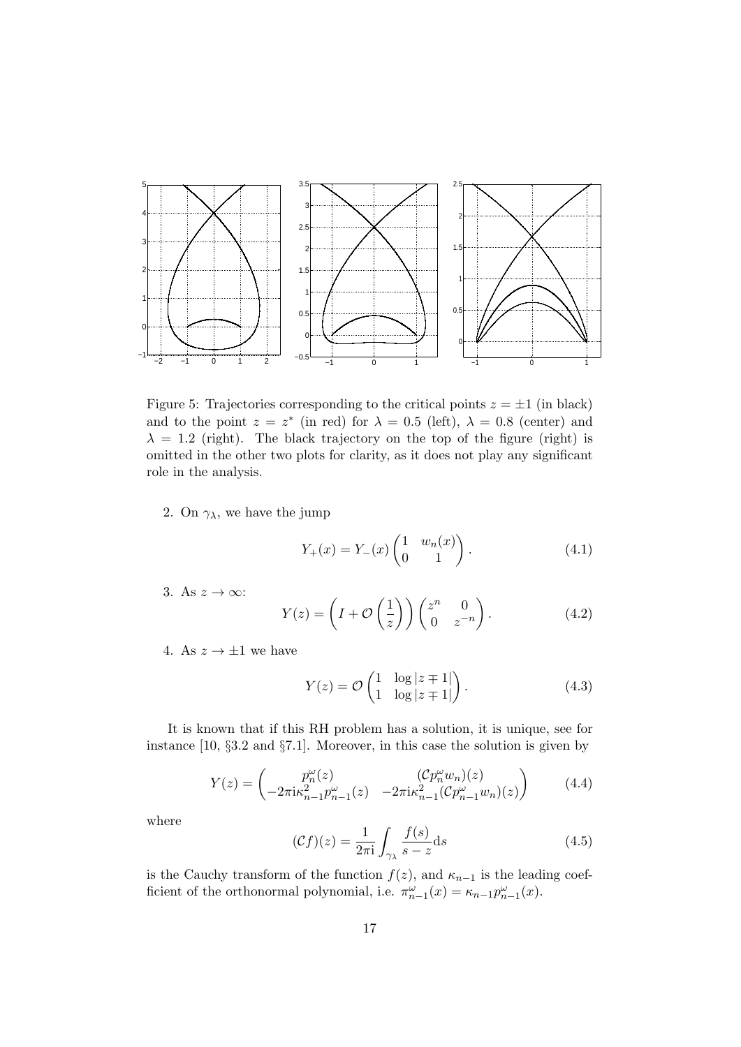5
4
3
2
1
0
−1
−2 −1 0 1 2

3.5
3
2.5
2
1.5
1
0.5
0
−0.5
−1 0 1

2.5
2
1.5
1
0.5
0
−1 0 1

Figure 5: Trajectories corresponding to the critical points $z = \pm 1$ (in black) and to the point $z = z^*$ (in red) for $\lambda = 0.5$ (left), $\lambda = 0.8$ (center) and $\lambda = 1.2$ (right). The black trajectory on the top of the figure (right) is omitted in the other two plots for clarity, as it does not play any significant role in the analysis.

2. On $\gamma_\lambda$, we have the jump

$$Y_+(x) = Y_-(x) \begin{pmatrix} 1 & w_n(x) \\ 0 & 1 \end{pmatrix}. \tag{4.1}$$

3. As $z \to \infty$:

$$Y(z) = \left( I + \mathcal{O}\left(\frac{1}{z}\right) \right) \begin{pmatrix} z^n & 0 \\ 0 & z^{-n} \end{pmatrix}. \tag{4.2}$$

4. As $z \to \pm 1$ we have

$$Y(z) = \mathcal{O}\begin{pmatrix} 1 & \log|z \mp 1| \\ 1 & \log|z \mp 1| \end{pmatrix}. \tag{4.3}$$

It is known that if this RH problem has a solution, it is unique, see for instance [10, §3.2 and §7.1]. Moreover, in this case the solution is given by

$$Y(z) = \begin{pmatrix} p_n^\omega(z) & (\mathcal{C}p_n^\omega w_n)(z) \\ -2\pi \mathrm{i}\kappa_{n-1}^2 p_{n-1}^\omega(z) & -2\pi \mathrm{i}\kappa_{n-1}^2 (\mathcal{C}p_{n-1}^\omega w_n)(z) \end{pmatrix} \tag{4.4}$$

where

$$(\mathcal{C}f)(z) = \frac{1}{2\pi \mathrm{i}} \int_{\gamma_\lambda} \frac{f(s)}{s-z} \mathrm{d}s \tag{4.5}$$

is the Cauchy transform of the function $f(z)$, and $\kappa_{n-1}$ is the leading coefficient of the orthonormal polynomial, i.e. $\pi_{n-1}^\omega(x) = \kappa_{n-1} p_{n-1}^\omega(x)$.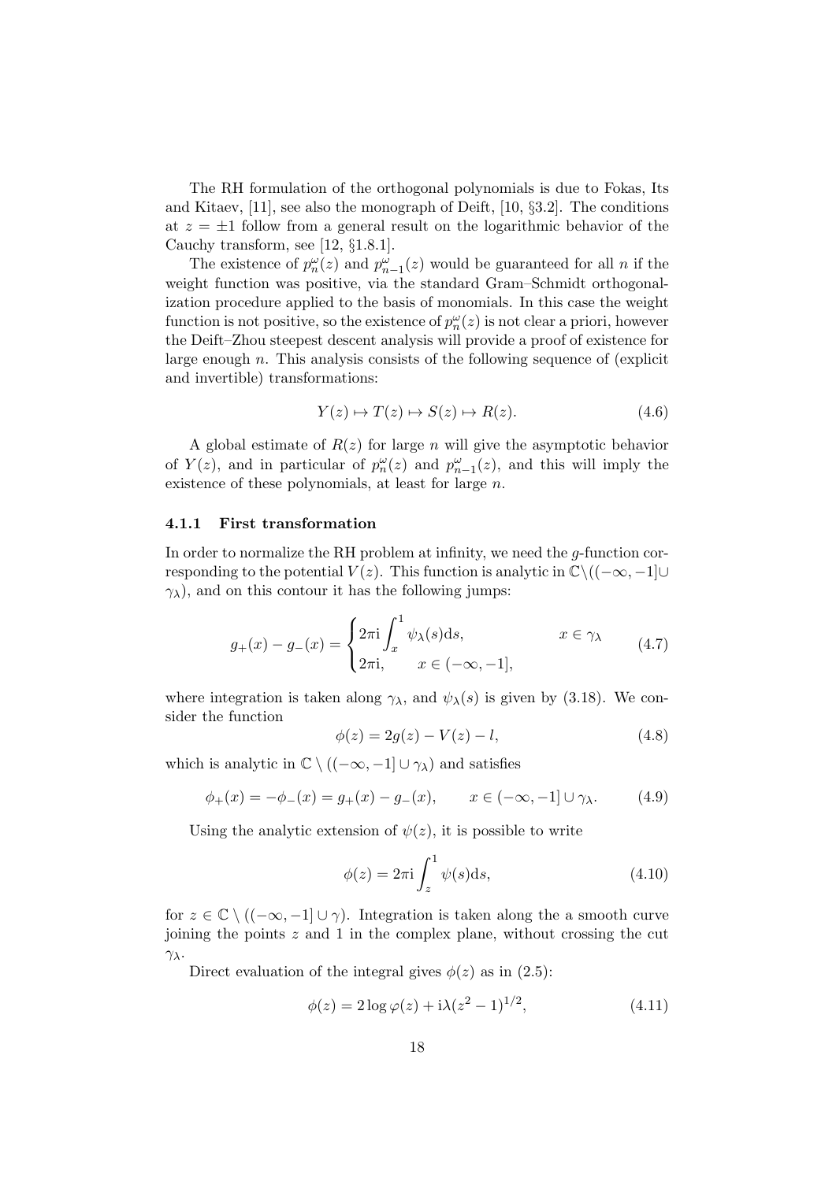The RH formulation of the orthogonal polynomials is due to Fokas, Its and Kitaev, [11], see also the monograph of Deift, [10, §3.2]. The conditions at $z = \pm 1$ follow from a general result on the logarithmic behavior of the Cauchy transform, see [12, §1.8.1].

The existence of $p_n^\omega(z)$ and $p_{n-1}^\omega(z)$ would be guaranteed for all $n$ if the weight function was positive, via the standard Gram–Schmidt orthogonalization procedure applied to the basis of monomials. In this case the weight function is not positive, so the existence of $p_n^\omega(z)$ is not clear a priori, however the Deift–Zhou steepest descent analysis will provide a proof of existence for large enough $n$. This analysis consists of the following sequence of (explicit and invertible) transformations:

$$Y(z) \mapsto T(z) \mapsto S(z) \mapsto R(z). \tag{4.6}$$

A global estimate of $R(z)$ for large $n$ will give the asymptotic behavior of $Y(z)$, and in particular of $p_n^\omega(z)$ and $p_{n-1}^\omega(z)$, and this will imply the existence of these polynomials, at least for large $n$.

### 4.1.1 First transformation

In order to normalize the RH problem at infinity, we need the $g$-function corresponding to the potential $V(z)$. This function is analytic in $\mathbb{C}\setminus((-\infty,-1]\cup\gamma_\lambda)$, and on this contour it has the following jumps:

$$g_+(x) - g_-(x) = \begin{cases} 2\pi \mathrm{i} \displaystyle\int_x^1 \psi_\lambda(s)\mathrm{d}s, & x \in \gamma_\lambda \\ 2\pi \mathrm{i}, & x \in (-\infty,-1], \end{cases} \tag{4.7}$$

where integration is taken along $\gamma_\lambda$, and $\psi_\lambda(s)$ is given by (3.18). We consider the function

$$\phi(z) = 2g(z) - V(z) - l, \tag{4.8}$$

which is analytic in $\mathbb{C}\setminus((-\infty,-1]\cup\gamma_\lambda)$ and satisfies

$$\phi_+(x) = -\phi_-(x) = g_+(x) - g_-(x), \qquad x \in (-\infty,-1]\cup\gamma_\lambda. \tag{4.9}$$

Using the analytic extension of $\psi(z)$, it is possible to write

$$\phi(z) = 2\pi\mathrm{i}\int_z^1 \psi(s)\mathrm{d}s, \tag{4.10}$$

for $z \in \mathbb{C}\setminus((-\infty,-1]\cup\gamma)$. Integration is taken along the a smooth curve joining the points $z$ and 1 in the complex plane, without crossing the cut $\gamma_\lambda$.

Direct evaluation of the integral gives $\phi(z)$ as in (2.5):

$$\phi(z) = 2\log\varphi(z) + \mathrm{i}\lambda(z^2-1)^{1/2}, \tag{4.11}$$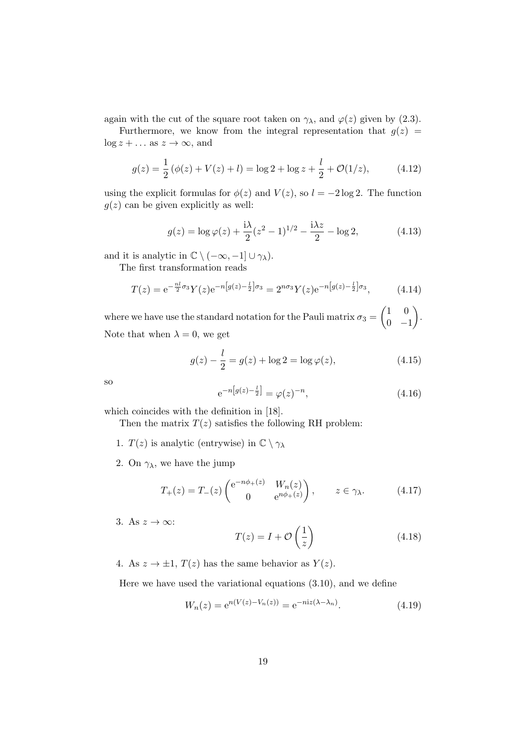again with the cut of the square root taken on $\gamma_\lambda$, and $\varphi(z)$ given by (2.3).

Furthermore, we know from the integral representation that $g(z) = \log z + \ldots$ as $z \to \infty$, and

$$g(z) = \frac{1}{2}\left(\phi(z) + V(z) + l\right) = \log 2 + \log z + \frac{l}{2} + \mathcal{O}(1/z), \tag{4.12}$$

using the explicit formulas for $\phi(z)$ and $V(z)$, so $l = -2\log 2$. The function $g(z)$ can be given explicitly as well:

$$g(z) = \log \varphi(z) + \frac{\mathrm{i}\lambda}{2}(z^2-1)^{1/2} - \frac{\mathrm{i}\lambda z}{2} - \log 2, \tag{4.13}$$

and it is analytic in $\mathbb{C} \setminus (-\infty, -1] \cup \gamma_\lambda)$.

The first transformation reads

$$T(z) = \mathrm{e}^{-\frac{nl}{2}\sigma_3} Y(z) \mathrm{e}^{-n\left[g(z)-\frac{l}{2}\right]\sigma_3} = 2^{n\sigma_3} Y(z) \mathrm{e}^{-n\left[g(z)-\frac{l}{2}\right]\sigma_3}, \tag{4.14}$$

where we have use the standard notation for the Pauli matrix $\sigma_3 = \begin{pmatrix} 1 & 0 \\ 0 & -1 \end{pmatrix}$. Note that when $\lambda = 0$, we get

$$g(z) - \frac{l}{2} = g(z) + \log 2 = \log \varphi(z), \tag{4.15}$$

so

$$\mathrm{e}^{-n\left[g(z)-\frac{l}{2}\right]} = \varphi(z)^{-n}, \tag{4.16}$$

which coincides with the definition in [18].

Then the matrix $T(z)$ satisfies the following RH problem:

1. $T(z)$ is analytic (entrywise) in $\mathbb{C} \setminus \gamma_\lambda$
2. On $\gamma_\lambda$, we have the jump

$$T_+(z) = T_-(z) \begin{pmatrix} \mathrm{e}^{-n\phi_+(z)} & W_n(z) \\ 0 & \mathrm{e}^{n\phi_+(z)} \end{pmatrix}, \qquad z \in \gamma_\lambda. \tag{4.17}$$

3. As $z \to \infty$:

$$T(z) = I + \mathcal{O}\left(\frac{1}{z}\right) \tag{4.18}$$

4. As $z \to \pm 1$, $T(z)$ has the same behavior as $Y(z)$.

Here we have used the variational equations (3.10), and we define

$$W_n(z) = \mathrm{e}^{n(V(z)-V_n(z))} = \mathrm{e}^{-n\mathrm{i}z(\lambda-\lambda_n)}. \tag{4.19}$$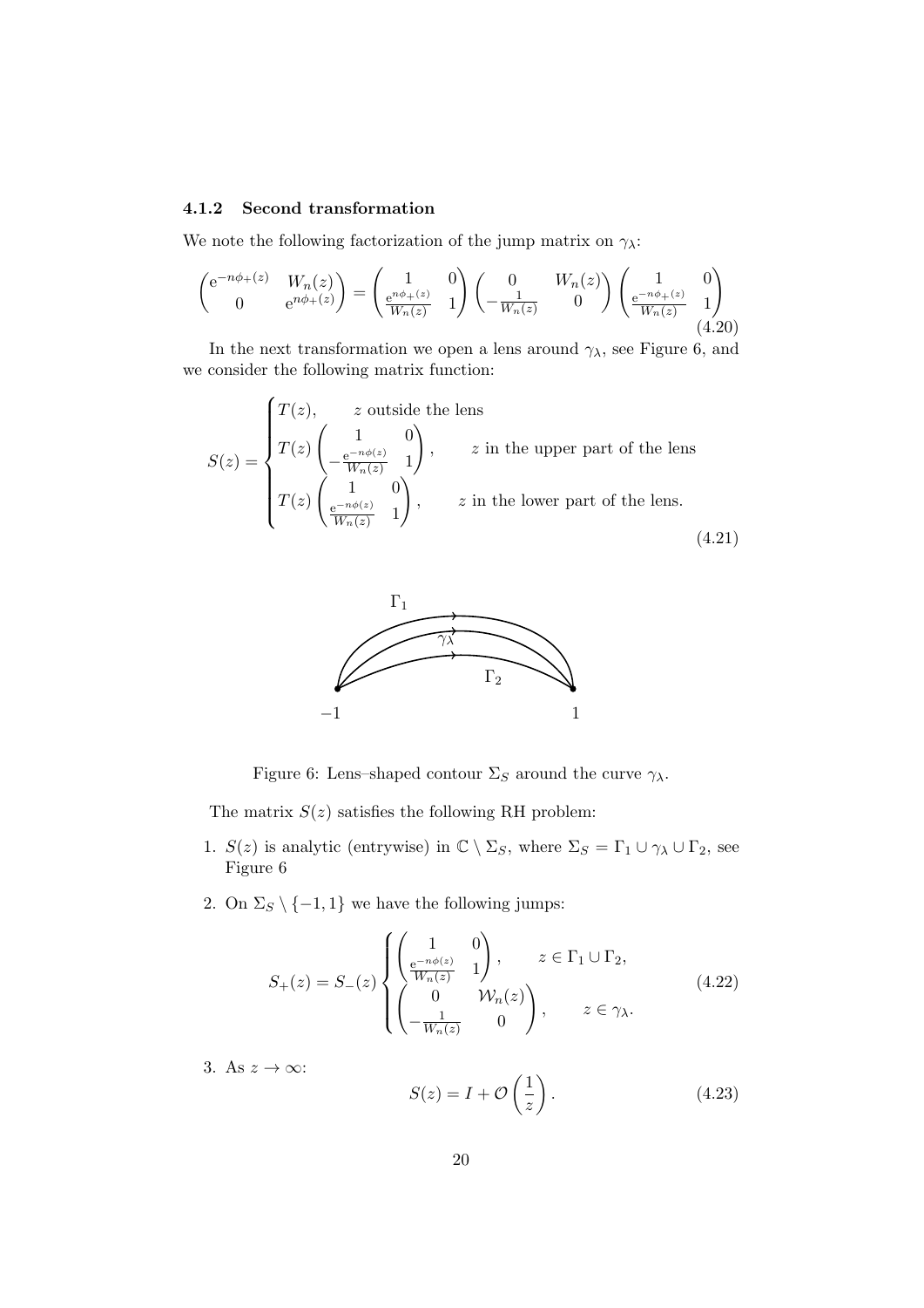### 4.1.2 Second transformation

We note the following factorization of the jump matrix on $\gamma_\lambda$:

$$\begin{pmatrix} \mathrm{e}^{-n\phi_+(z)} & W_n(z) \\ 0 & \mathrm{e}^{n\phi_+(z)} \end{pmatrix} = \begin{pmatrix} 1 & 0 \\ \frac{\mathrm{e}^{n\phi_+(z)}}{W_n(z)} & 1 \end{pmatrix} \begin{pmatrix} 0 & W_n(z) \\ -\frac{1}{W_n(z)} & 0 \end{pmatrix} \begin{pmatrix} 1 & 0 \\ \frac{\mathrm{e}^{-n\phi_+(z)}}{W_n(z)} & 1 \end{pmatrix} \tag{4.20}$$

In the next transformation we open a lens around $\gamma_\lambda$, see Figure 6, and we consider the following matrix function:

$$S(z) = \begin{cases} T(z), & z \text{ outside the lens} \\ T(z) \begin{pmatrix} 1 & 0 \\ -\frac{\mathrm{e}^{-n\phi(z)}}{W_n(z)} & 1 \end{pmatrix}, & z \text{ in the upper part of the lens} \\ T(z) \begin{pmatrix} 1 & 0 \\ \frac{\mathrm{e}^{-n\phi(z)}}{W_n(z)} & 1 \end{pmatrix}, & z \text{ in the lower part of the lens.} \end{cases} \tag{4.21}$$

$\Gamma_1$

$\gamma_\lambda$

$\Gamma_2$

$-1$

$1$

Figure 6: Lens–shaped contour $\Sigma_S$ around the curve $\gamma_\lambda$.

The matrix $S(z)$ satisfies the following RH problem:

1. $S(z)$ is analytic (entrywise) in $\mathbb{C} \setminus \Sigma_S$, where $\Sigma_S = \Gamma_1 \cup \gamma_\lambda \cup \Gamma_2$, see Figure 6
2. On $\Sigma_S \setminus \{-1, 1\}$ we have the following jumps:

$$S_+(z) = S_-(z) \begin{cases} \begin{pmatrix} 1 & 0 \\ \frac{\mathrm{e}^{-n\phi(z)}}{W_n(z)} & 1 \end{pmatrix}, & z \in \Gamma_1 \cup \Gamma_2, \\ \begin{pmatrix} 0 & \mathcal{W}_n(z) \\ -\frac{1}{W_n(z)} & 0 \end{pmatrix}, & z \in \gamma_\lambda. \end{cases} \tag{4.22}$$

3. As $z \to \infty$:

$$S(z) = I + \mathcal{O}\left(\frac{1}{z}\right). \tag{4.23}$$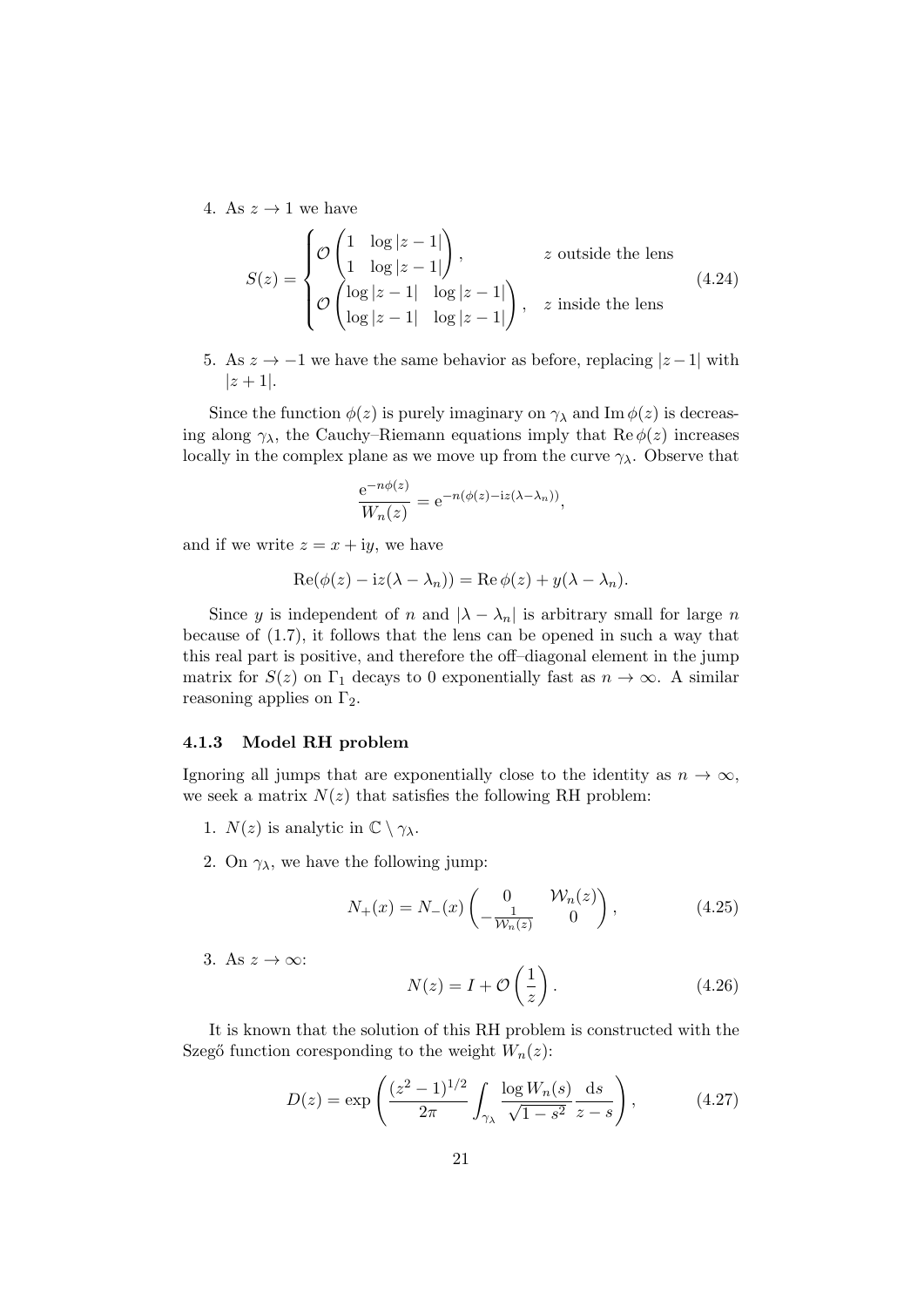4. As $z \to 1$ we have

$$S(z) = \begin{cases} \mathcal{O}\begin{pmatrix} 1 & \log|z-1| \\ 1 & \log|z-1| \end{pmatrix}, & z \text{ outside the lens} \\ \mathcal{O}\begin{pmatrix} \log|z-1| & \log|z-1| \\ \log|z-1| & \log|z-1| \end{pmatrix}, & z \text{ inside the lens} \end{cases} \tag{4.24}$$

5. As $z \to -1$ we have the same behavior as before, replacing $|z-1|$ with $|z+1|$.

Since the function $\phi(z)$ is purely imaginary on $\gamma_\lambda$ and $\operatorname{Im}\phi(z)$ is decreasing along $\gamma_\lambda$, the Cauchy–Riemann equations imply that $\operatorname{Re}\phi(z)$ increases locally in the complex plane as we move up from the curve $\gamma_\lambda$. Observe that

$$\frac{\mathrm{e}^{-n\phi(z)}}{W_n(z)} = \mathrm{e}^{-n(\phi(z) - \mathrm{i}z(\lambda - \lambda_n))},$$

and if we write $z = x + \mathrm{i}y$, we have

$$\operatorname{Re}(\phi(z) - \mathrm{i}z(\lambda - \lambda_n)) = \operatorname{Re}\phi(z) + y(\lambda - \lambda_n).$$

Since $y$ is independent of $n$ and $|\lambda - \lambda_n|$ is arbitrary small for large $n$ because of (1.7), it follows that the lens can be opened in such a way that this real part is positive, and therefore the off–diagonal element in the jump matrix for $S(z)$ on $\Gamma_1$ decays to 0 exponentially fast as $n \to \infty$. A similar reasoning applies on $\Gamma_2$.

### 4.1.3 Model RH problem

Ignoring all jumps that are exponentially close to the identity as $n \to \infty$, we seek a matrix $N(z)$ that satisfies the following RH problem:

1. $N(z)$ is analytic in $\mathbb{C} \setminus \gamma_\lambda$.

2. On $\gamma_\lambda$, we have the following jump:

$$N_+(x) = N_-(x)\begin{pmatrix} 0 & \mathcal{W}_n(z) \\ -\frac{1}{\mathcal{W}_n(z)} & 0 \end{pmatrix}, \tag{4.25}$$

3. As $z \to \infty$:

$$N(z) = I + \mathcal{O}\left(\frac{1}{z}\right). \tag{4.26}$$

It is known that the solution of this RH problem is constructed with the Szegő function coresponding to the weight $W_n(z)$:

$$D(z) = \exp\left(\frac{(z^2-1)^{1/2}}{2\pi}\int_{\gamma_\lambda} \frac{\log W_n(s)}{\sqrt{1-s^2}}\frac{\mathrm{d}s}{z-s}\right), \tag{4.27}$$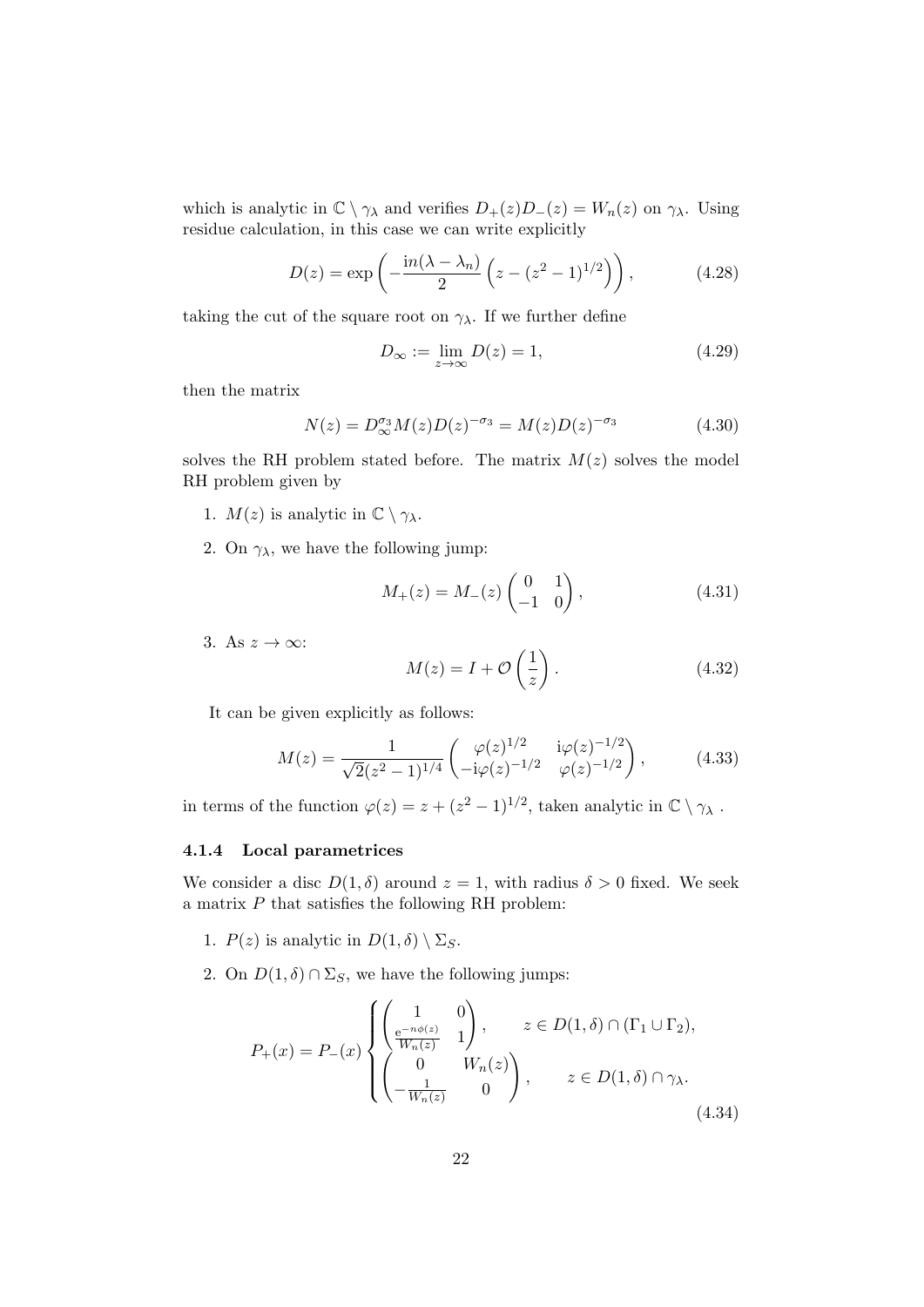which is analytic in $\mathbb{C} \setminus \gamma_\lambda$ and verifies $D_+(z)D_-(z) = W_n(z)$ on $\gamma_\lambda$. Using residue calculation, in this case we can write explicitly

$$D(z) = \exp\left(-\frac{\mathrm{i}n(\lambda - \lambda_n)}{2}\left(z - (z^2-1)^{1/2}\right)\right), \tag{4.28}$$

taking the cut of the square root on $\gamma_\lambda$. If we further define

$$D_\infty := \lim_{z\to\infty} D(z) = 1, \tag{4.29}$$

then the matrix

$$N(z) = D_\infty^{\sigma_3} M(z) D(z)^{-\sigma_3} = M(z)D(z)^{-\sigma_3} \tag{4.30}$$

solves the RH problem stated before. The matrix $M(z)$ solves the model RH problem given by

1. $M(z)$ is analytic in $\mathbb{C} \setminus \gamma_\lambda$.
2. On $\gamma_\lambda$, we have the following jump:

$$M_+(z) = M_-(z)\begin{pmatrix} 0 & 1 \\ -1 & 0 \end{pmatrix}, \tag{4.31}$$

3. As $z \to \infty$:

$$M(z) = I + \mathcal{O}\left(\frac{1}{z}\right). \tag{4.32}$$

It can be given explicitly as follows:

$$M(z) = \frac{1}{\sqrt{2}(z^2-1)^{1/4}}\begin{pmatrix} \varphi(z)^{1/2} & \mathrm{i}\varphi(z)^{-1/2} \\ -\mathrm{i}\varphi(z)^{-1/2} & \varphi(z)^{-1/2} \end{pmatrix}, \tag{4.33}$$

in terms of the function $\varphi(z) = z + (z^2-1)^{1/2}$, taken analytic in $\mathbb{C} \setminus \gamma_\lambda$ .

#### 4.1.4 Local parametrices

We consider a disc $D(1, \delta)$ around $z = 1$, with radius $\delta > 0$ fixed. We seek a matrix $P$ that satisfies the following RH problem:

1. $P(z)$ is analytic in $D(1, \delta) \setminus \Sigma_S$.
2. On $D(1, \delta) \cap \Sigma_S$, we have the following jumps:

$$P_+(x) = P_-(x)\begin{cases} \begin{pmatrix} 1 & 0 \\ \frac{\mathrm{e}^{-n\phi(z)}}{W_n(z)} & 1 \end{pmatrix}, & z \in D(1,\delta) \cap (\Gamma_1 \cup \Gamma_2), \\ \begin{pmatrix} 0 & W_n(z) \\ -\frac{1}{W_n(z)} & 0 \end{pmatrix}, & z \in D(1,\delta) \cap \gamma_\lambda. \end{cases} \tag{4.34}$$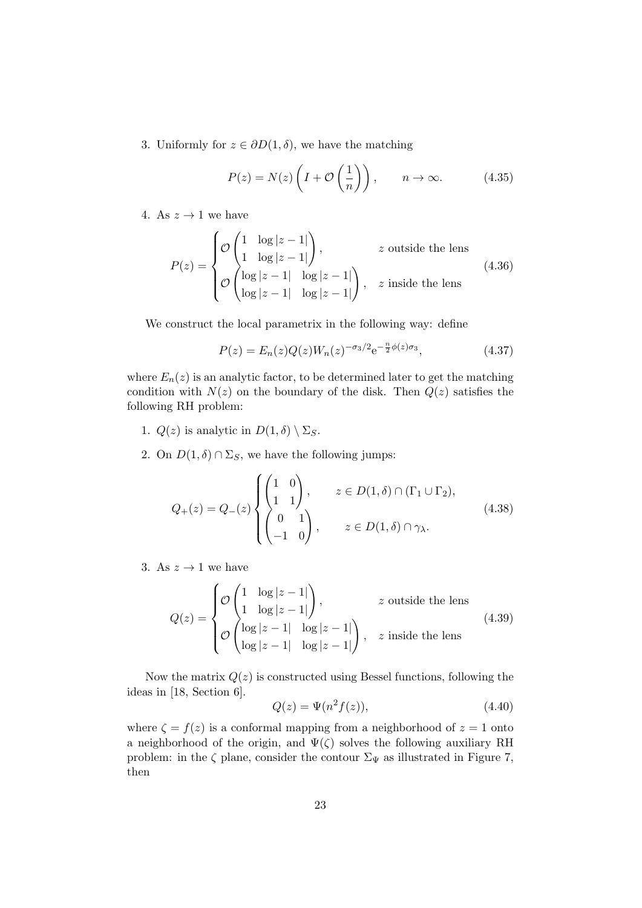3. Uniformly for $z \in \partial D(1,\delta)$, we have the matching

$$P(z) = N(z)\left(I + \mathcal{O}\left(\frac{1}{n}\right)\right), \qquad n \to \infty. \tag{4.35}$$

4. As $z \to 1$ we have

$$P(z) = \begin{cases} \mathcal{O}\begin{pmatrix} 1 & \log|z-1| \\ 1 & \log|z-1| \end{pmatrix}, & z \text{ outside the lens} \\ \mathcal{O}\begin{pmatrix} \log|z-1| & \log|z-1| \\ \log|z-1| & \log|z-1| \end{pmatrix}, & z \text{ inside the lens} \end{cases} \tag{4.36}$$

We construct the local parametrix in the following way: define

$$P(z) = E_n(z) Q(z) W_n(z)^{-\sigma_3/2} \mathrm{e}^{-\frac{n}{2}\phi(z)\sigma_3}, \tag{4.37}$$

where $E_n(z)$ is an analytic factor, to be determined later to get the matching condition with $N(z)$ on the boundary of the disk. Then $Q(z)$ satisfies the following RH problem:

1. $Q(z)$ is analytic in $D(1,\delta) \setminus \Sigma_S$.
2. On $D(1,\delta) \cap \Sigma_S$, we have the following jumps:

$$Q_+(z) = Q_-(z) \begin{cases} \begin{pmatrix} 1 & 0 \\ 1 & 1 \end{pmatrix}, & z \in D(1,\delta) \cap (\Gamma_1 \cup \Gamma_2), \\ \begin{pmatrix} 0 & 1 \\ -1 & 0 \end{pmatrix}, & z \in D(1,\delta) \cap \gamma_\lambda. \end{cases} \tag{4.38}$$

3. As $z \to 1$ we have

$$Q(z) = \begin{cases} \mathcal{O}\begin{pmatrix} 1 & \log|z-1| \\ 1 & \log|z-1| \end{pmatrix}, & z \text{ outside the lens} \\ \mathcal{O}\begin{pmatrix} \log|z-1| & \log|z-1| \\ \log|z-1| & \log|z-1| \end{pmatrix}, & z \text{ inside the lens} \end{cases} \tag{4.39}$$

Now the matrix $Q(z)$ is constructed using Bessel functions, following the ideas in [18, Section 6].

$$Q(z) = \Psi(n^2 f(z)), \tag{4.40}$$

where $\zeta = f(z)$ is a conformal mapping from a neighborhood of $z = 1$ onto a neighborhood of the origin, and $\Psi(\zeta)$ solves the following auxiliary RH problem: in the $\zeta$ plane, consider the contour $\Sigma_\Psi$ as illustrated in Figure 7, then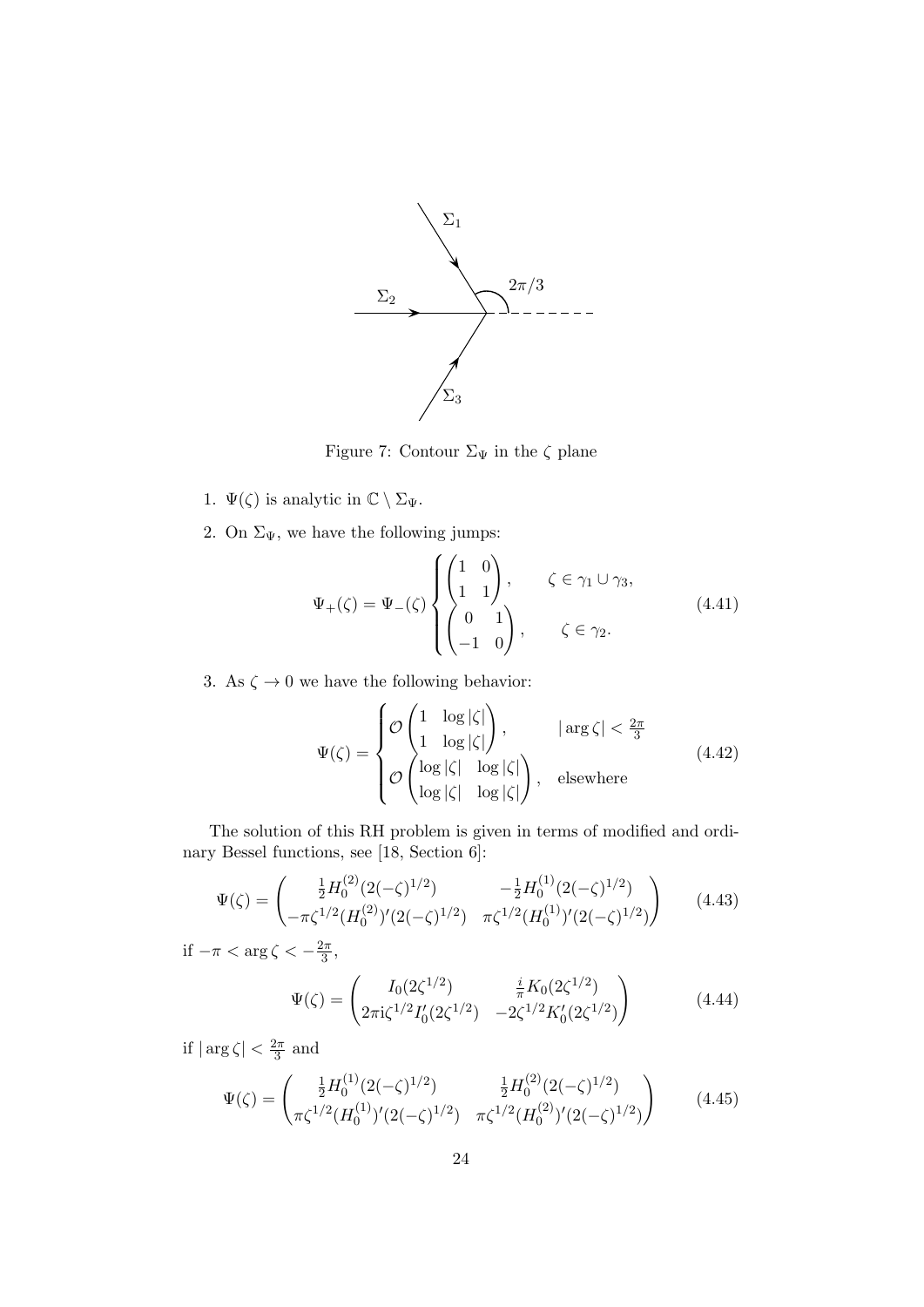Figure 7: Contour $\Sigma_\Psi$ in the $\zeta$ plane

1. $\Psi(\zeta)$ is analytic in $\mathbb{C} \setminus \Sigma_\Psi$.

2. On $\Sigma_\Psi$, we have the following jumps:

$$\Psi_+(\zeta) = \Psi_-(\zeta) \begin{cases} \begin{pmatrix} 1 & 0 \\ 1 & 1 \end{pmatrix}, & \zeta \in \gamma_1 \cup \gamma_3, \\ \begin{pmatrix} 0 & 1 \\ -1 & 0 \end{pmatrix}, & \zeta \in \gamma_2. \end{cases} \tag{4.41}$$

3. As $\zeta \to 0$ we have the following behavior:

$$\Psi(\zeta) = \begin{cases} \mathcal{O}\begin{pmatrix} 1 & \log|\zeta| \\ 1 & \log|\zeta| \end{pmatrix}, & |\arg\zeta| < \frac{2\pi}{3} \\ \mathcal{O}\begin{pmatrix} \log|\zeta| & \log|\zeta| \\ \log|\zeta| & \log|\zeta| \end{pmatrix}, & \text{elsewhere} \end{cases} \tag{4.42}$$

The solution of this RH problem is given in terms of modified and ordinary Bessel functions, see [18, Section 6]:

$$\Psi(\zeta) = \begin{pmatrix} \frac{1}{2}H_0^{(2)}(2(-\zeta)^{1/2}) & -\frac{1}{2}H_0^{(1)}(2(-\zeta)^{1/2}) \\ -\pi\zeta^{1/2}(H_0^{(2)})'(2(-\zeta)^{1/2}) & \pi\zeta^{1/2}(H_0^{(1)})'(2(-\zeta)^{1/2}) \end{pmatrix} \tag{4.43}$$

if $-\pi < \arg\zeta < -\frac{2\pi}{3}$,

$$\Psi(\zeta) = \begin{pmatrix} I_0(2\zeta^{1/2}) & \frac{i}{\pi}K_0(2\zeta^{1/2}) \\ 2\pi i\zeta^{1/2}I_0'(2\zeta^{1/2}) & -2\zeta^{1/2}K_0'(2\zeta^{1/2}) \end{pmatrix} \tag{4.44}$$

if $|\arg\zeta| < \frac{2\pi}{3}$ and

$$\Psi(\zeta) = \begin{pmatrix} \frac{1}{2}H_0^{(1)}(2(-\zeta)^{1/2}) & \frac{1}{2}H_0^{(2)}(2(-\zeta)^{1/2}) \\ \pi\zeta^{1/2}(H_0^{(1)})'(2(-\zeta)^{1/2}) & \pi\zeta^{1/2}(H_0^{(2)})'(2(-\zeta)^{1/2}) \end{pmatrix} \tag{4.45}$$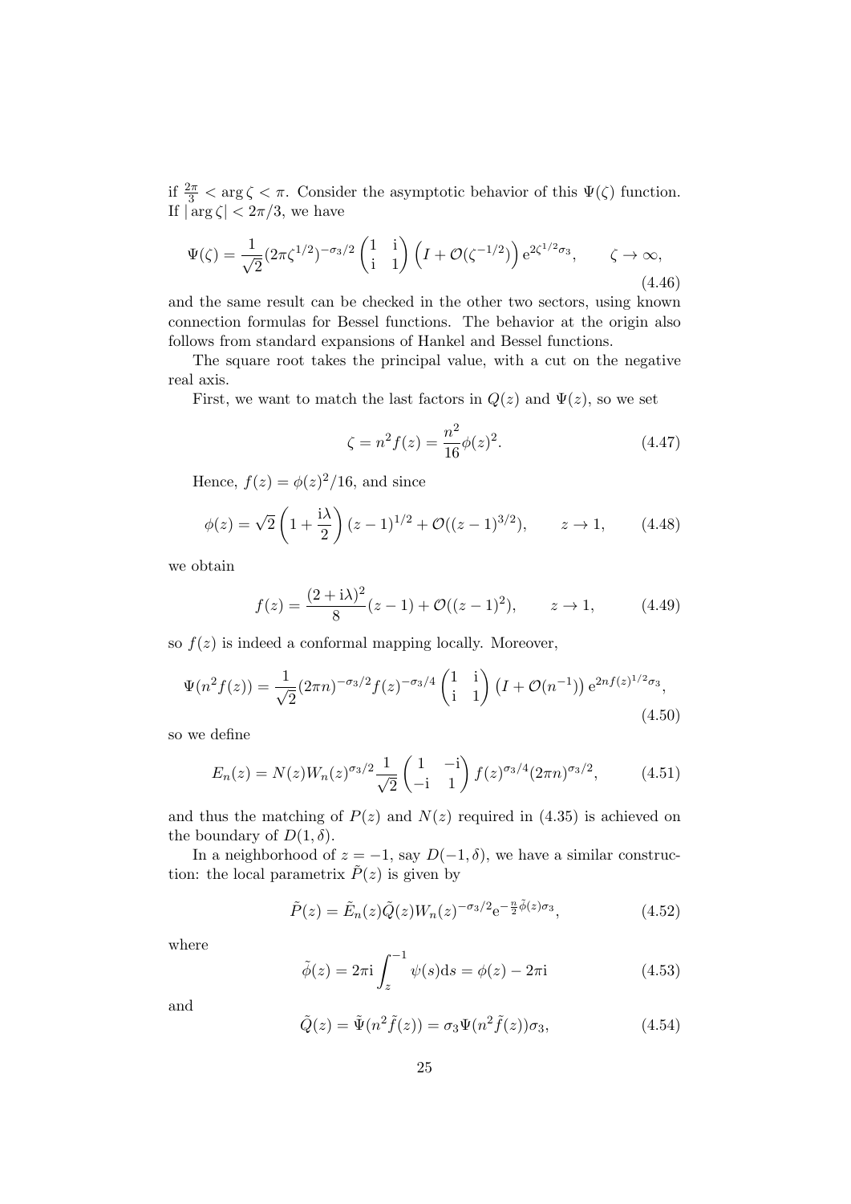if $\frac{2\pi}{3} < \arg\zeta < \pi$. Consider the asymptotic behavior of this $\Psi(\zeta)$ function. If $|\arg\zeta| < 2\pi/3$, we have

$$\Psi(\zeta) = \frac{1}{\sqrt{2}}(2\pi\zeta^{1/2})^{-\sigma_3/2}\begin{pmatrix}1 & \mathrm{i}\\ \mathrm{i} & 1\end{pmatrix}\left(I + \mathcal{O}(\zeta^{-1/2})\right)\mathrm{e}^{2\zeta^{1/2}\sigma_3}, \qquad \zeta\to\infty, \tag{4.46}$$

and the same result can be checked in the other two sectors, using known connection formulas for Bessel functions. The behavior at the origin also follows from standard expansions of Hankel and Bessel functions.

The square root takes the principal value, with a cut on the negative real axis.

First, we want to match the last factors in $Q(z)$ and $\Psi(z)$, so we set

$$\zeta = n^2 f(z) = \frac{n^2}{16}\phi(z)^2. \tag{4.47}$$

Hence, $f(z) = \phi(z)^2/16$, and since

$$\phi(z) = \sqrt{2}\left(1 + \frac{\mathrm{i}\lambda}{2}\right)(z-1)^{1/2} + \mathcal{O}((z-1)^{3/2}), \qquad z\to 1, \tag{4.48}$$

we obtain

$$f(z) = \frac{(2+\mathrm{i}\lambda)^2}{8}(z-1) + \mathcal{O}((z-1)^2), \qquad z\to 1, \tag{4.49}$$

so $f(z)$ is indeed a conformal mapping locally. Moreover,

$$\Psi(n^2 f(z)) = \frac{1}{\sqrt{2}}(2\pi n)^{-\sigma_3/2} f(z)^{-\sigma_3/4}\begin{pmatrix}1 & \mathrm{i}\\ \mathrm{i} & 1\end{pmatrix}\left(I + \mathcal{O}(n^{-1})\right)\mathrm{e}^{2nf(z)^{1/2}\sigma_3}, \tag{4.50}$$

so we define

$$E_n(z) = N(z)W_n(z)^{\sigma_3/2}\frac{1}{\sqrt{2}}\begin{pmatrix}1 & -\mathrm{i}\\ -\mathrm{i} & 1\end{pmatrix} f(z)^{\sigma_3/4}(2\pi n)^{\sigma_3/2}, \tag{4.51}$$

and thus the matching of $P(z)$ and $N(z)$ required in (4.35) is achieved on the boundary of $D(1,\delta)$.

In a neighborhood of $z=-1$, say $D(-1,\delta)$, we have a similar construction: the local parametrix $\tilde{P}(z)$ is given by

$$\tilde{P}(z) = \tilde{E}_n(z)\tilde{Q}(z)W_n(z)^{-\sigma_3/2}\mathrm{e}^{-\frac{n}{2}\tilde{\phi}(z)\sigma_3}, \tag{4.52}$$

where

$$\tilde{\phi}(z) = 2\pi\mathrm{i}\int_z^{-1}\psi(s)\mathrm{d}s = \phi(z) - 2\pi\mathrm{i} \tag{4.53}$$

and

$$\tilde{Q}(z) = \tilde{\Psi}(n^2\tilde{f}(z)) = \sigma_3\Psi(n^2\tilde{f}(z))\sigma_3, \tag{4.54}$$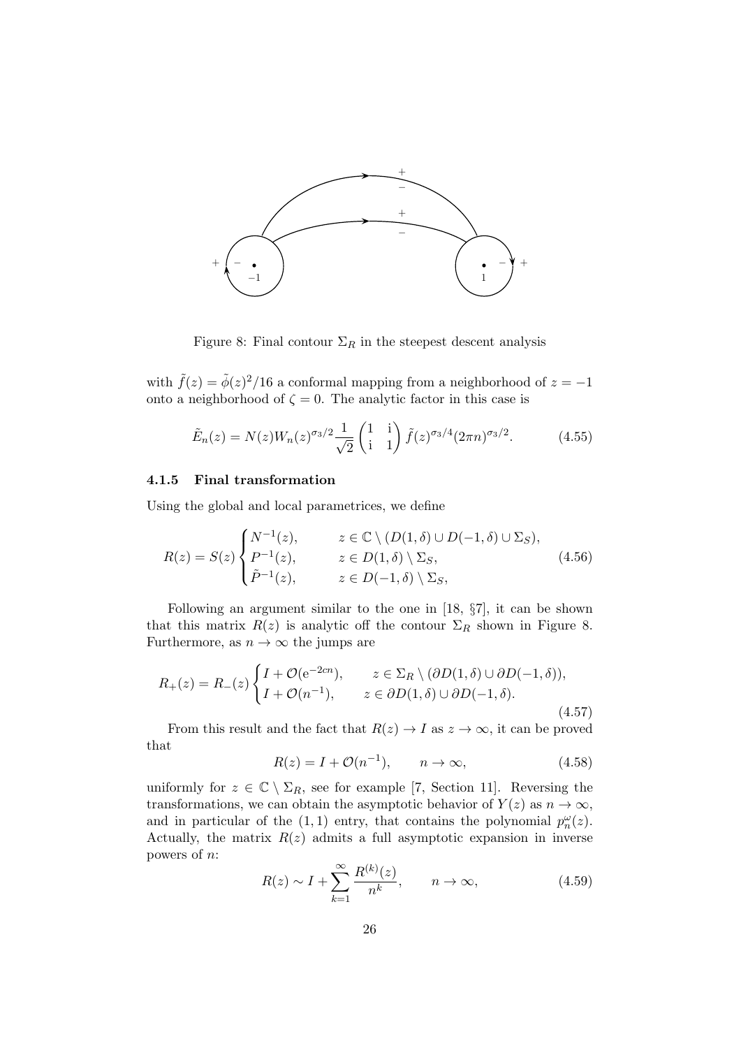Figure 8: Final contour $\Sigma_R$ in the steepest descent analysis

with $\tilde{f}(z) = \tilde{\phi}(z)^2/16$ a conformal mapping from a neighborhood of $z = -1$ onto a neighborhood of $\zeta = 0$. The analytic factor in this case is

$$\tilde{E}_n(z) = N(z) W_n(z)^{\sigma_3/2} \frac{1}{\sqrt{2}} \begin{pmatrix} 1 & \mathrm{i} \\ \mathrm{i} & 1 \end{pmatrix} \tilde{f}(z)^{\sigma_3/4} (2\pi n)^{\sigma_3/2}. \tag{4.55}$$

### 4.1.5 Final transformation

Using the global and local parametrices, we define

$$R(z) = S(z) \begin{cases} N^{-1}(z), & z \in \mathbb{C} \setminus (D(1,\delta) \cup D(-1,\delta) \cup \Sigma_S), \\ P^{-1}(z), & z \in D(1,\delta) \setminus \Sigma_S, \\ \tilde{P}^{-1}(z), & z \in D(-1,\delta) \setminus \Sigma_S, \end{cases} \tag{4.56}$$

Following an argument similar to the one in [18, §7], it can be shown that this matrix $R(z)$ is analytic off the contour $\Sigma_R$ shown in Figure 8. Furthermore, as $n \to \infty$ the jumps are

$$R_+(z) = R_-(z) \begin{cases} I + \mathcal{O}(\mathrm{e}^{-2cn}), & z \in \Sigma_R \setminus (\partial D(1,\delta) \cup \partial D(-1,\delta)), \\ I + \mathcal{O}(n^{-1}), & z \in \partial D(1,\delta) \cup \partial D(-1,\delta). \end{cases} \tag{4.57}$$

From this result and the fact that $R(z) \to I$ as $z \to \infty$, it can be proved that

$$R(z) = I + \mathcal{O}(n^{-1}), \qquad n \to \infty, \tag{4.58}$$

uniformly for $z \in \mathbb{C} \setminus \Sigma_R$, see for example [7, Section 11]. Reversing the transformations, we can obtain the asymptotic behavior of $Y(z)$ as $n \to \infty$, and in particular of the $(1,1)$ entry, that contains the polynomial $p_n^{\omega}(z)$. Actually, the matrix $R(z)$ admits a full asymptotic expansion in inverse powers of $n$:

$$R(z) \sim I + \sum_{k=1}^{\infty} \frac{R^{(k)}(z)}{n^k}, \qquad n \to \infty, \tag{4.59}$$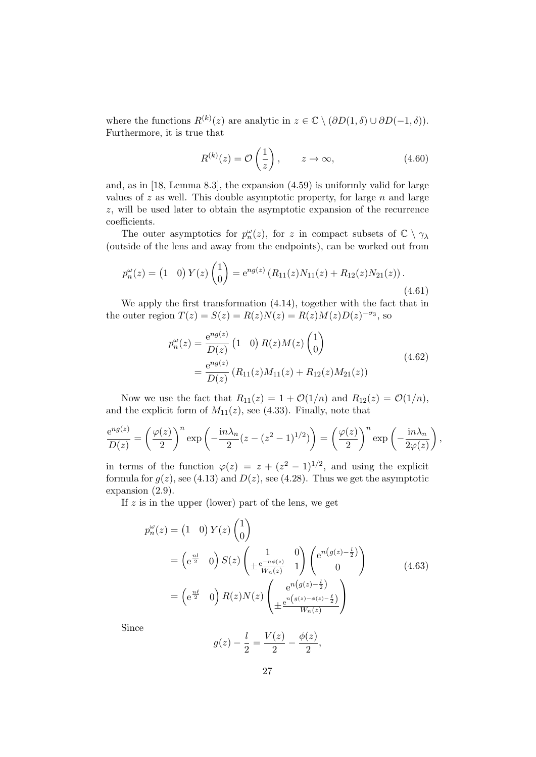where the functions $R^{(k)}(z)$ are analytic in $z \in \mathbb{C} \setminus (\partial D(1,\delta) \cup \partial D(-1,\delta))$. Furthermore, it is true that

$$R^{(k)}(z) = \mathcal{O}\left(\frac{1}{z}\right), \qquad z \to \infty, \tag{4.60}$$

and, as in [18, Lemma 8.3], the expansion (4.59) is uniformly valid for large values of $z$ as well. This double asymptotic property, for large $n$ and large $z$, will be used later to obtain the asymptotic expansion of the recurrence coefficients.

The outer asymptotics for $p_n^\omega(z)$, for $z$ in compact subsets of $\mathbb{C} \setminus \gamma_\lambda$ (outside of the lens and away from the endpoints), can be worked out from

$$p_n^\omega(z) = \begin{pmatrix} 1 & 0 \end{pmatrix} Y(z) \begin{pmatrix} 1 \\ 0 \end{pmatrix} = \mathrm{e}^{ng(z)} \left( R_{11}(z) N_{11}(z) + R_{12}(z) N_{21}(z) \right). \tag{4.61}$$

We apply the first transformation (4.14), together with the fact that in the outer region $T(z) = S(z) = R(z)N(z) = R(z)M(z)D(z)^{-\sigma_3}$, so

$$\begin{aligned} p_n^\omega(z) &= \frac{\mathrm{e}^{ng(z)}}{D(z)} \begin{pmatrix} 1 & 0 \end{pmatrix} R(z) M(z) \begin{pmatrix} 1 \\ 0 \end{pmatrix} \\ &= \frac{\mathrm{e}^{ng(z)}}{D(z)} \left( R_{11}(z) M_{11}(z) + R_{12}(z) M_{21}(z) \right) \end{aligned} \tag{4.62}$$

Now we use the fact that $R_{11}(z) = 1 + \mathcal{O}(1/n)$ and $R_{12}(z) = \mathcal{O}(1/n)$, and the explicit form of $M_{11}(z)$, see (4.33). Finally, note that

$$\frac{\mathrm{e}^{ng(z)}}{D(z)} = \left(\frac{\varphi(z)}{2}\right)^n \exp\left(-\frac{\mathrm{i}n\lambda_n}{2}(z - (z^2-1)^{1/2})\right) = \left(\frac{\varphi(z)}{2}\right)^n \exp\left(-\frac{\mathrm{i}n\lambda_n}{2\varphi(z)}\right),$$

in terms of the function $\varphi(z) = z + (z^2-1)^{1/2}$, and using the explicit formula for $g(z)$, see (4.13) and $D(z)$, see (4.28). Thus we get the asymptotic expansion (2.9).

If $z$ is in the upper (lower) part of the lens, we get

$$\begin{aligned} p_n^\omega(z) &= \begin{pmatrix} 1 & 0 \end{pmatrix} Y(z) \begin{pmatrix} 1 \\ 0 \end{pmatrix} \\ &= \begin{pmatrix} \mathrm{e}^{\frac{nl}{2}} & 0 \end{pmatrix} S(z) \begin{pmatrix} 1 & 0 \\ \pm \frac{\mathrm{e}^{-n\phi(z)}}{W_n(z)} & 1 \end{pmatrix} \begin{pmatrix} \mathrm{e}^{n\left(g(z) - \frac{l}{2}\right)} \\ 0 \end{pmatrix} \\ &= \begin{pmatrix} \mathrm{e}^{\frac{n\ell}{2}} & 0 \end{pmatrix} R(z) N(z) \begin{pmatrix} \mathrm{e}^{n\left(g(z) - \frac{l}{2}\right)} \\ \pm \frac{\mathrm{e}^{n\left(g(z) - \phi(z) - \frac{\ell}{2}\right)}}{W_n(z)} \end{pmatrix} \end{aligned} \tag{4.63}$$

Since

$$g(z) - \frac{l}{2} = \frac{V(z)}{2} - \frac{\phi(z)}{2},$$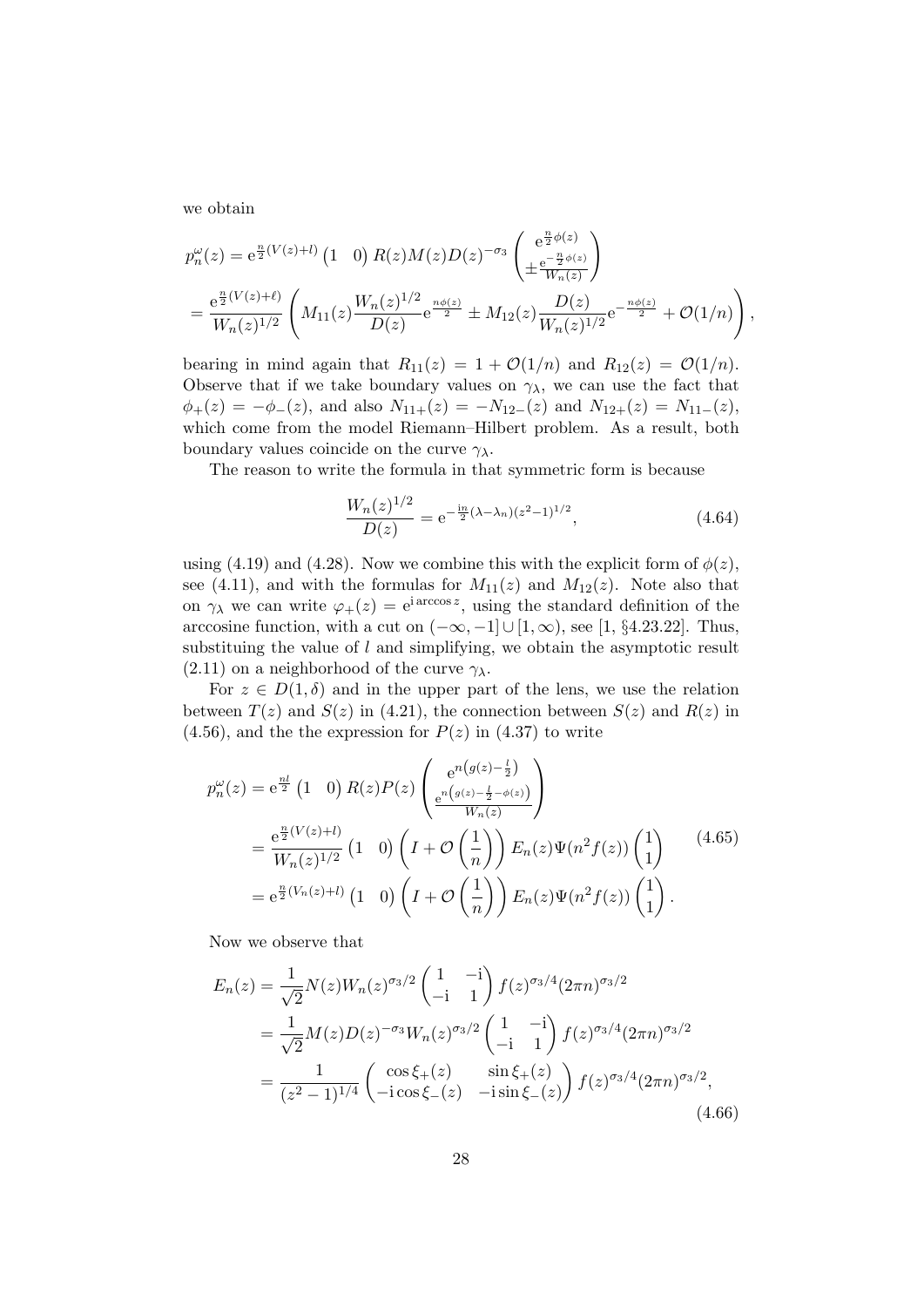we obtain

$$
\begin{aligned}
p_n^{\omega}(z) &= \mathrm{e}^{\frac{n}{2}(V(z)+l)} \begin{pmatrix} 1 & 0 \end{pmatrix} R(z) M(z) D(z)^{-\sigma_3} \begin{pmatrix} \mathrm{e}^{\frac{n}{2}\phi(z)} \\ \pm \frac{\mathrm{e}^{-\frac{n}{2}\phi(z)}}{W_n(z)} \end{pmatrix} \\
&= \frac{\mathrm{e}^{\frac{n}{2}(V(z)+\ell)}}{W_n(z)^{1/2}} \left( M_{11}(z) \frac{W_n(z)^{1/2}}{D(z)} \mathrm{e}^{\frac{n\phi(z)}{2}} \pm M_{12}(z) \frac{D(z)}{W_n(z)^{1/2}} \mathrm{e}^{-\frac{n\phi(z)}{2}} + \mathcal{O}(1/n) \right),
\end{aligned}
$$

bearing in mind again that $R_{11}(z) = 1 + \mathcal{O}(1/n)$ and $R_{12}(z) = \mathcal{O}(1/n)$. Observe that if we take boundary values on $\gamma_\lambda$, we can use the fact that $\phi_+(z) = -\phi_-(z)$, and also $N_{11+}(z) = -N_{12-}(z)$ and $N_{12+}(z) = N_{11-}(z)$, which come from the model Riemann–Hilbert problem. As a result, both boundary values coincide on the curve $\gamma_\lambda$.

The reason to write the formula in that symmetric form is because

$$
\frac{W_n(z)^{1/2}}{D(z)} = \mathrm{e}^{-\frac{\mathrm{i}n}{2}(\lambda-\lambda_n)(z^2-1)^{1/2}}, \tag{4.64}
$$

using (4.19) and (4.28). Now we combine this with the explicit form of $\phi(z)$, see (4.11), and with the formulas for $M_{11}(z)$ and $M_{12}(z)$. Note also that on $\gamma_\lambda$ we can write $\varphi_+(z) = \mathrm{e}^{\mathrm{i}\arccos z}$, using the standard definition of the arccosine function, with a cut on $(-\infty,-1]\cup[1,\infty)$, see [1, §4.23.22]. Thus, substituing the value of $l$ and simplifying, we obtain the asymptotic result (2.11) on a neighborhood of the curve $\gamma_\lambda$.

For $z \in D(1,\delta)$ and in the upper part of the lens, we use the relation between $T(z)$ and $S(z)$ in (4.21), the connection between $S(z)$ and $R(z)$ in (4.56), and the the expression for $P(z)$ in (4.37) to write

$$
\begin{aligned}
p_n^{\omega}(z) &= \mathrm{e}^{\frac{nl}{2}} \begin{pmatrix} 1 & 0 \end{pmatrix} R(z) P(z) \begin{pmatrix} \mathrm{e}^{n\left(g(z)-\frac{l}{2}\right)} \\ \frac{\mathrm{e}^{n\left(g(z)-\frac{l}{2}-\phi(z)\right)}}{W_n(z)} \end{pmatrix} \\
&= \frac{\mathrm{e}^{\frac{n}{2}(V(z)+l)}}{W_n(z)^{1/2}} \begin{pmatrix} 1 & 0 \end{pmatrix} \left( I + \mathcal{O}\left(\frac{1}{n}\right)\right) E_n(z) \Psi(n^2 f(z)) \begin{pmatrix} 1 \\ 1 \end{pmatrix} \\
&= \mathrm{e}^{\frac{n}{2}(V_n(z)+l)} \begin{pmatrix} 1 & 0 \end{pmatrix} \left( I + \mathcal{O}\left(\frac{1}{n}\right)\right) E_n(z) \Psi(n^2 f(z)) \begin{pmatrix} 1 \\ 1 \end{pmatrix}.
\end{aligned} \tag{4.65}
$$

Now we observe that

$$
\begin{aligned}
E_n(z) &= \frac{1}{\sqrt{2}} N(z) W_n(z)^{\sigma_3/2} \begin{pmatrix} 1 & -\mathrm{i} \\ -\mathrm{i} & 1 \end{pmatrix} f(z)^{\sigma_3/4} (2\pi n)^{\sigma_3/2} \\
&= \frac{1}{\sqrt{2}} M(z) D(z)^{-\sigma_3} W_n(z)^{\sigma_3/2} \begin{pmatrix} 1 & -\mathrm{i} \\ -\mathrm{i} & 1 \end{pmatrix} f(z)^{\sigma_3/4} (2\pi n)^{\sigma_3/2} \\
&= \frac{1}{(z^2-1)^{1/4}} \begin{pmatrix} \cos\xi_+(z) & \sin\xi_+(z) \\ -\mathrm{i}\cos\xi_-(z) & -\mathrm{i}\sin\xi_-(z) \end{pmatrix} f(z)^{\sigma_3/4} (2\pi n)^{\sigma_3/2},
\end{aligned} \tag{4.66}
$$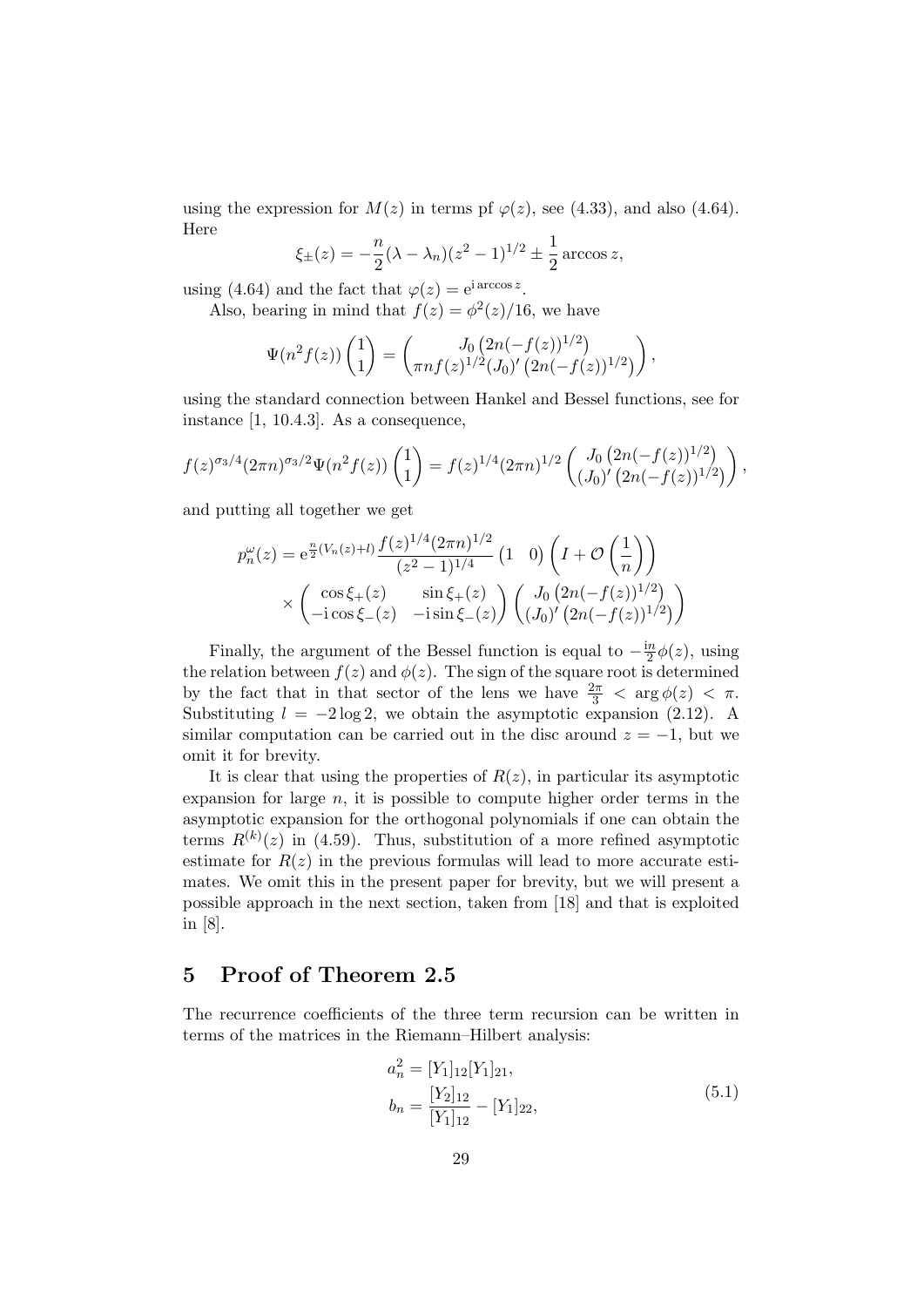using the expression for $M(z)$ in terms pf $\varphi(z)$, see (4.33), and also (4.64). Here

$$\xi_{\pm}(z) = -\frac{n}{2}(\lambda - \lambda_n)(z^2-1)^{1/2} \pm \frac{1}{2}\arccos z,$$

using (4.64) and the fact that $\varphi(z) = \mathrm{e}^{\mathrm{i}\arccos z}$.

Also, bearing in mind that $f(z) = \phi^2(z)/16$, we have

$$\Psi(n^2 f(z))\begin{pmatrix}1\\1\end{pmatrix} = \begin{pmatrix} J_0\left(2n(-f(z))^{1/2}\right) \\ \pi n f(z)^{1/2}(J_0)'\left(2n(-f(z))^{1/2}\right)\end{pmatrix},$$

using the standard connection between Hankel and Bessel functions, see for instance [1, 10.4.3]. As a consequence,

$$f(z)^{\sigma_3/4}(2\pi n)^{\sigma_3/2}\Psi(n^2 f(z))\begin{pmatrix}1\\1\end{pmatrix} = f(z)^{1/4}(2\pi n)^{1/2}\begin{pmatrix} J_0\left(2n(-f(z))^{1/2}\right) \\ (J_0)'\left(2n(-f(z))^{1/2}\right)\end{pmatrix},$$

and putting all together we get

$$\begin{aligned} p_n^{\omega}(z) = {} & \mathrm{e}^{\frac{n}{2}(V_n(z)+l)}\frac{f(z)^{1/4}(2\pi n)^{1/2}}{(z^2-1)^{1/4}}\begin{pmatrix}1 & 0\end{pmatrix}\left(I + \mathcal{O}\left(\frac{1}{n}\right)\right) \\ & \times \begin{pmatrix}\cos\xi_+(z) & \sin\xi_+(z) \\ -\mathrm{i}\cos\xi_-(z) & -\mathrm{i}\sin\xi_-(z)\end{pmatrix}\begin{pmatrix} J_0\left(2n(-f(z))^{1/2}\right) \\ (J_0)'\left(2n(-f(z))^{1/2}\right)\end{pmatrix} \end{aligned}$$

Finally, the argument of the Bessel function is equal to $-\frac{\mathrm{i}n}{2}\phi(z)$, using the relation between $f(z)$ and $\phi(z)$. The sign of the square root is determined by the fact that in that sector of the lens we have $\frac{2\pi}{3} < \arg\phi(z) < \pi$. Substituting $l = -2\log 2$, we obtain the asymptotic expansion (2.12). A similar computation can be carried out in the disc around $z = -1$, but we omit it for brevity.

It is clear that using the properties of $R(z)$, in particular its asymptotic expansion for large $n$, it is possible to compute higher order terms in the asymptotic expansion for the orthogonal polynomials if one can obtain the terms $R^{(k)}(z)$ in (4.59). Thus, substitution of a more refined asymptotic estimate for $R(z)$ in the previous formulas will lead to more accurate estimates. We omit this in the present paper for brevity, but we will present a possible approach in the next section, taken from [18] and that is exploited in [8].

# 5 Proof of Theorem 2.5

The recurrence coefficients of the three term recursion can be written in terms of the matrices in the Riemann–Hilbert analysis:

$$\begin{aligned} a_n^2 &= [Y_1]_{12}[Y_1]_{21}, \\ b_n &= \frac{[Y_2]_{12}}{[Y_1]_{12}} - [Y_1]_{22}, \end{aligned} \tag{5.1}$$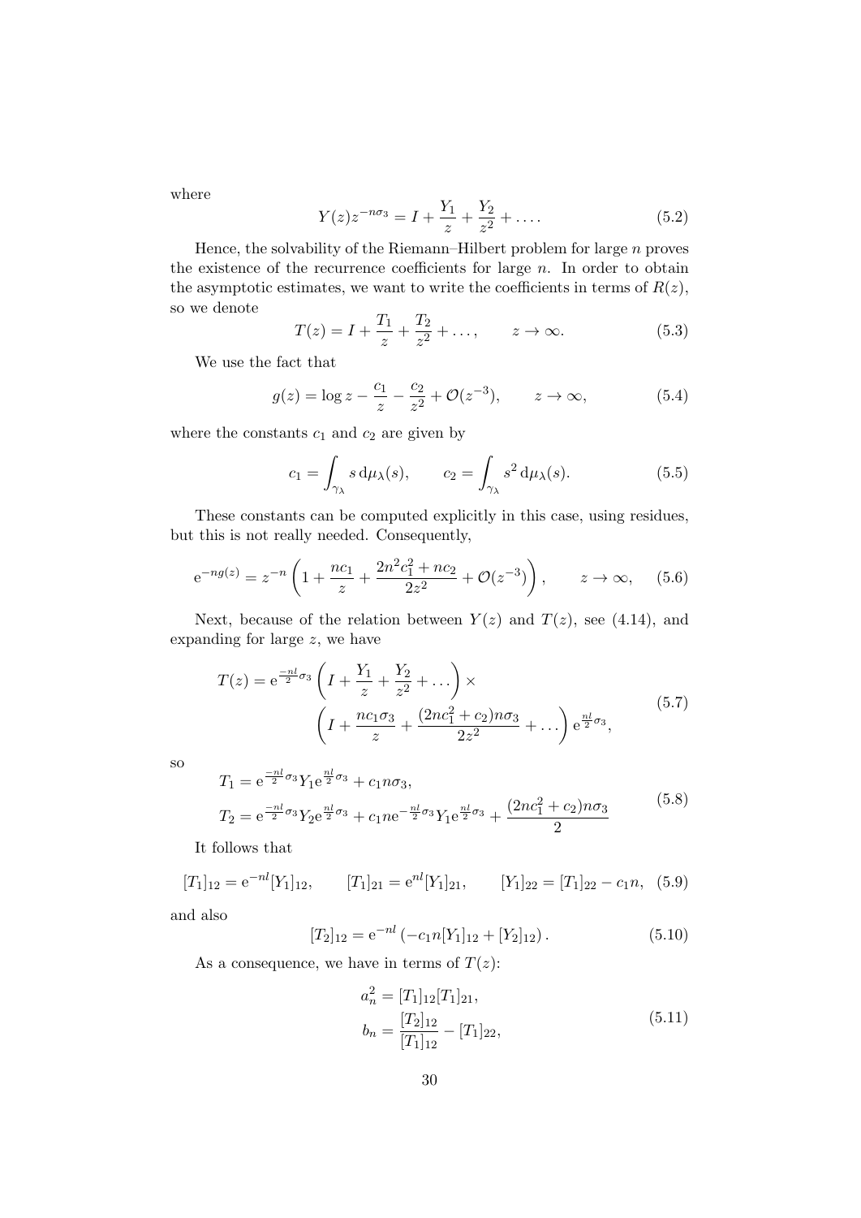where

$$Y(z)z^{-n\sigma_3} = I + \frac{Y_1}{z} + \frac{Y_2}{z^2} + \dots. \tag{5.2}$$

Hence, the solvability of the Riemann–Hilbert problem for large $n$ proves the existence of the recurrence coefficients for large $n$. In order to obtain the asymptotic estimates, we want to write the coefficients in terms of $R(z)$, so we denote

$$T(z) = I + \frac{T_1}{z} + \frac{T_2}{z^2} + \dots, \qquad z \to \infty. \tag{5.3}$$

We use the fact that

$$g(z) = \log z - \frac{c_1}{z} - \frac{c_2}{z^2} + \mathcal{O}(z^{-3}), \qquad z \to \infty, \tag{5.4}$$

where the constants $c_1$ and $c_2$ are given by

$$c_1 = \int_{\gamma_\lambda} s \,\mathrm{d}\mu_\lambda(s), \qquad c_2 = \int_{\gamma_\lambda} s^2 \,\mathrm{d}\mu_\lambda(s). \tag{5.5}$$

These constants can be computed explicitly in this case, using residues, but this is not really needed. Consequently,

$$\mathrm{e}^{-ng(z)} = z^{-n}\left(1 + \frac{nc_1}{z} + \frac{2n^2c_1^2 + nc_2}{2z^2} + \mathcal{O}(z^{-3})\right), \qquad z \to \infty, \tag{5.6}$$

Next, because of the relation between $Y(z)$ and $T(z)$, see (4.14), and expanding for large $z$, we have

$$\begin{aligned} T(z) = \mathrm{e}^{\frac{-nl}{2}\sigma_3}\left(I + \frac{Y_1}{z} + \frac{Y_2}{z^2} + \dots\right) \times \\ \left(I + \frac{nc_1\sigma_3}{z} + \frac{(2nc_1^2 + c_2)n\sigma_3}{2z^2} + \dots\right)\mathrm{e}^{\frac{nl}{2}\sigma_3}, \end{aligned} \tag{5.7}$$

so

$$\begin{aligned} T_1 &= \mathrm{e}^{\frac{-nl}{2}\sigma_3} Y_1 \mathrm{e}^{\frac{nl}{2}\sigma_3} + c_1 n\sigma_3, \\ T_2 &= \mathrm{e}^{\frac{-nl}{2}\sigma_3} Y_2 \mathrm{e}^{\frac{nl}{2}\sigma_3} + c_1 n \mathrm{e}^{-\frac{nl}{2}\sigma_3} Y_1 \mathrm{e}^{\frac{nl}{2}\sigma_3} + \frac{(2nc_1^2 + c_2)n\sigma_3}{2} \end{aligned} \tag{5.8}$$

It follows that

$$[T_1]_{12} = \mathrm{e}^{-nl}[Y_1]_{12}, \qquad [T_1]_{21} = \mathrm{e}^{nl}[Y_1]_{21}, \qquad [Y_1]_{22} = [T_1]_{22} - c_1 n, \tag{5.9}$$

and also

$$[T_2]_{12} = \mathrm{e}^{-nl}\left(-c_1 n [Y_1]_{12} + [Y_2]_{12}\right). \tag{5.10}$$

As a consequence, we have in terms of $T(z)$:

$$\begin{aligned} a_n^2 &= [T_1]_{12}[T_1]_{21}, \\ b_n &= \frac{[T_2]_{12}}{[T_1]_{12}} - [T_1]_{22}, \end{aligned} \tag{5.11}$$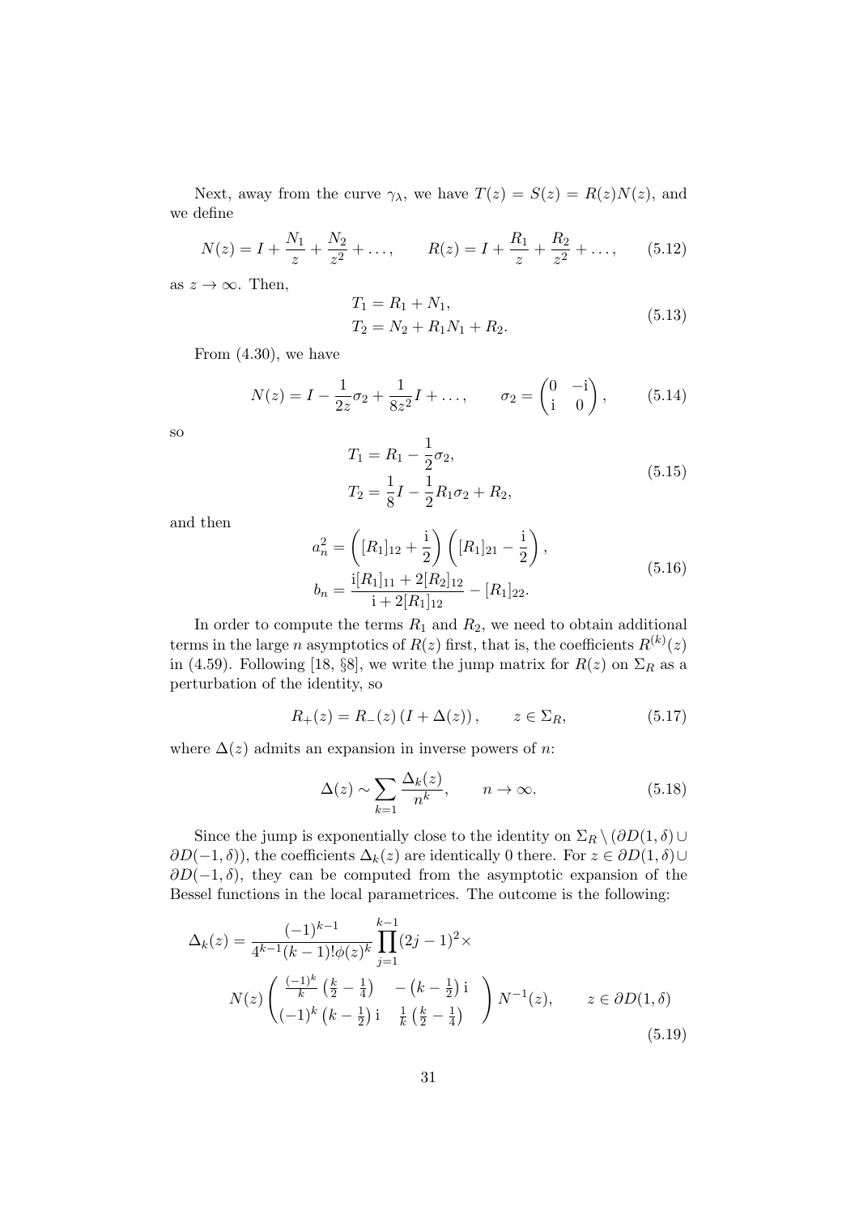Next, away from the curve $\gamma_\lambda$, we have $T(z) = S(z) = R(z)N(z)$, and we define

$$N(z) = I + \frac{N_1}{z} + \frac{N_2}{z^2} + \dots, \qquad R(z) = I + \frac{R_1}{z} + \frac{R_2}{z^2} + \dots, \tag{5.12}$$

as $z \to \infty$. Then,

$$\begin{aligned} T_1 &= R_1 + N_1, \\ T_2 &= N_2 + R_1 N_1 + R_2. \end{aligned} \tag{5.13}$$

From (4.30), we have

$$N(z) = I - \frac{1}{2z}\sigma_2 + \frac{1}{8z^2} I + \dots, \qquad \sigma_2 = \begin{pmatrix} 0 & -\mathrm{i} \\ \mathrm{i} & 0 \end{pmatrix}, \tag{5.14}$$

so

$$\begin{aligned} T_1 &= R_1 - \frac{1}{2}\sigma_2, \\ T_2 &= \frac{1}{8} I - \frac{1}{2} R_1 \sigma_2 + R_2, \end{aligned} \tag{5.15}$$

and then

$$\begin{aligned} a_n^2 &= \left( [R_1]_{12} + \frac{\mathrm{i}}{2} \right) \left( [R_1]_{21} - \frac{\mathrm{i}}{2} \right), \\ b_n &= \frac{\mathrm{i}[R_1]_{11} + 2[R_2]_{12}}{\mathrm{i} + 2[R_1]_{12}} - [R_1]_{22}. \end{aligned} \tag{5.16}$$

In order to compute the terms $R_1$ and $R_2$, we need to obtain additional terms in the large $n$ asymptotics of $R(z)$ first, that is, the coefficients $R^{(k)}(z)$ in (4.59). Following [18, §8], we write the jump matrix for $R(z)$ on $\Sigma_R$ as a perturbation of the identity, so

$$R_+(z) = R_-(z) \left( I + \Delta(z) \right), \qquad z \in \Sigma_R, \tag{5.17}$$

where $\Delta(z)$ admits an expansion in inverse powers of $n$:

$$\Delta(z) \sim \sum_{k=1} \frac{\Delta_k(z)}{n^k}, \qquad n \to \infty. \tag{5.18}$$

Since the jump is exponentially close to the identity on $\Sigma_R \setminus (\partial D(1,\delta) \cup \partial D(-1,\delta))$, the coefficients $\Delta_k(z)$ are identically 0 there. For $z \in \partial D(1,\delta) \cup \partial D(-1,\delta)$, they can be computed from the asymptotic expansion of the Bessel functions in the local parametrices. The outcome is the following:

$$\begin{aligned} \Delta_k(z) = \frac{(-1)^{k-1}}{4^{k-1}(k-1)!\phi(z)^k} \prod_{j=1}^{k-1} (2j-1)^2 \times \\ N(z) \begin{pmatrix} \frac{(-1)^k}{k}\left(\frac{k}{2} - \frac{1}{4}\right) & -\left(k - \frac{1}{2}\right)\mathrm{i} \\ (-1)^k \left(k - \frac{1}{2}\right)\mathrm{i} & \frac{1}{k}\left(\frac{k}{2} - \frac{1}{4}\right) \end{pmatrix} N^{-1}(z), \qquad z \in \partial D(1,\delta) \end{aligned} \tag{5.19}$$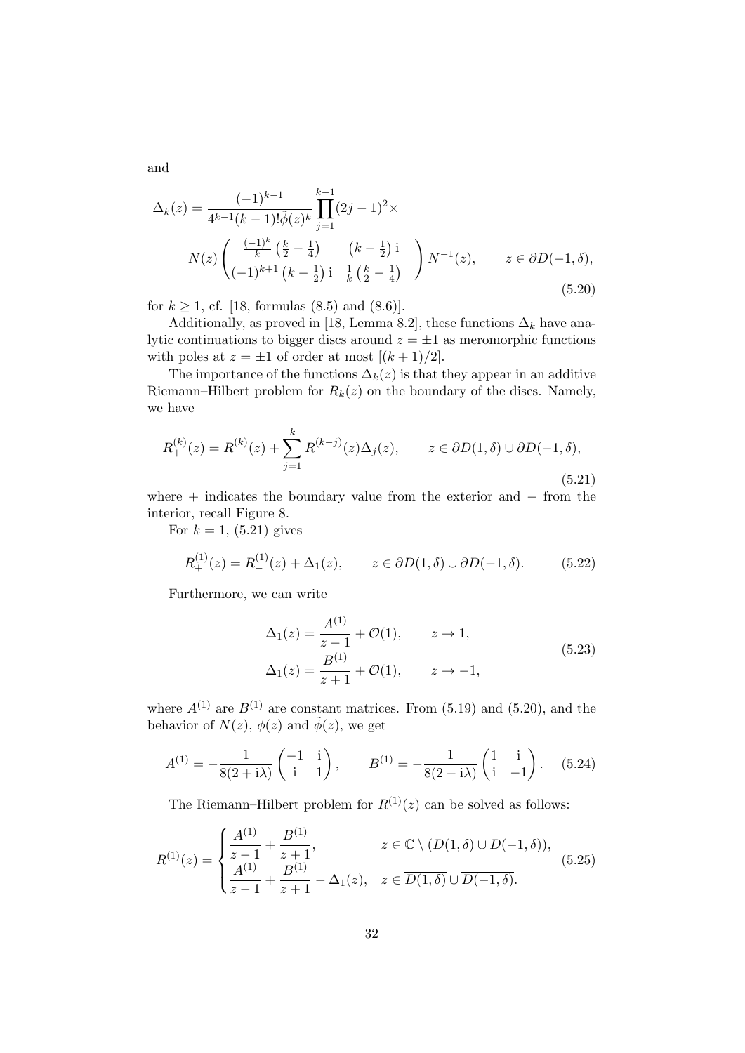and

$$
\Delta_k(z) = \frac{(-1)^{k-1}}{4^{k-1}(k-1)!\tilde{\phi}(z)^k} \prod_{j=1}^{k-1}(2j-1)^2 \times
$$

$$
N(z) \begin{pmatrix} \frac{(-1)^k}{k}\left(\frac{k}{2}-\frac{1}{4}\right) & \left(k-\frac{1}{2}\right)\mathrm{i} \\ (-1)^{k+1}\left(k-\frac{1}{2}\right)\mathrm{i} & \frac{1}{k}\left(\frac{k}{2}-\frac{1}{4}\right) \end{pmatrix} N^{-1}(z), \qquad z \in \partial D(-1,\delta), \tag{5.20}
$$

for $k \geq 1$, cf. [18, formulas (8.5) and (8.6)].

Additionally, as proved in [18, Lemma 8.2], these functions $\Delta_k$ have analytic continuations to bigger discs around $z = \pm 1$ as meromorphic functions with poles at $z = \pm 1$ of order at most $[(k+1)/2]$.

The importance of the functions $\Delta_k(z)$ is that they appear in an additive Riemann–Hilbert problem for $R_k(z)$ on the boundary of the discs. Namely, we have

$$
R_+^{(k)}(z) = R_-^{(k)}(z) + \sum_{j=1}^{k} R_-^{(k-j)}(z)\Delta_j(z), \qquad z \in \partial D(1,\delta) \cup \partial D(-1,\delta), \tag{5.21}
$$

where $+$ indicates the boundary value from the exterior and $-$ from the interior, recall Figure 8.

For $k = 1$, (5.21) gives

$$
R_+^{(1)}(z) = R_-^{(1)}(z) + \Delta_1(z), \qquad z \in \partial D(1,\delta) \cup \partial D(-1,\delta). \tag{5.22}
$$

Furthermore, we can write

$$
\begin{aligned}
\Delta_1(z) &= \frac{A^{(1)}}{z-1} + \mathcal{O}(1), \qquad z \to 1, \\
\Delta_1(z) &= \frac{B^{(1)}}{z+1} + \mathcal{O}(1), \qquad z \to -1,
\end{aligned} \tag{5.23}
$$

where $A^{(1)}$ are $B^{(1)}$ are constant matrices. From (5.19) and (5.20), and the behavior of $N(z)$, $\phi(z)$ and $\tilde{\phi}(z)$, we get

$$
A^{(1)} = -\frac{1}{8(2+\mathrm{i}\lambda)} \begin{pmatrix} -1 & \mathrm{i} \\ \mathrm{i} & 1 \end{pmatrix}, \qquad B^{(1)} = -\frac{1}{8(2-\mathrm{i}\lambda)} \begin{pmatrix} 1 & \mathrm{i} \\ \mathrm{i} & -1 \end{pmatrix}. \tag{5.24}
$$

The Riemann–Hilbert problem for $R^{(1)}(z)$ can be solved as follows:

$$
R^{(1)}(z) = \begin{cases} \dfrac{A^{(1)}}{z-1} + \dfrac{B^{(1)}}{z+1}, & z \in \mathbb{C} \setminus (\overline{D(1,\delta)} \cup \overline{D(-1,\delta)}), \\[2ex] \dfrac{A^{(1)}}{z-1} + \dfrac{B^{(1)}}{z+1} - \Delta_1(z), & z \in \overline{D(1,\delta)} \cup \overline{D(-1,\delta)}. \end{cases} \tag{5.25}
$$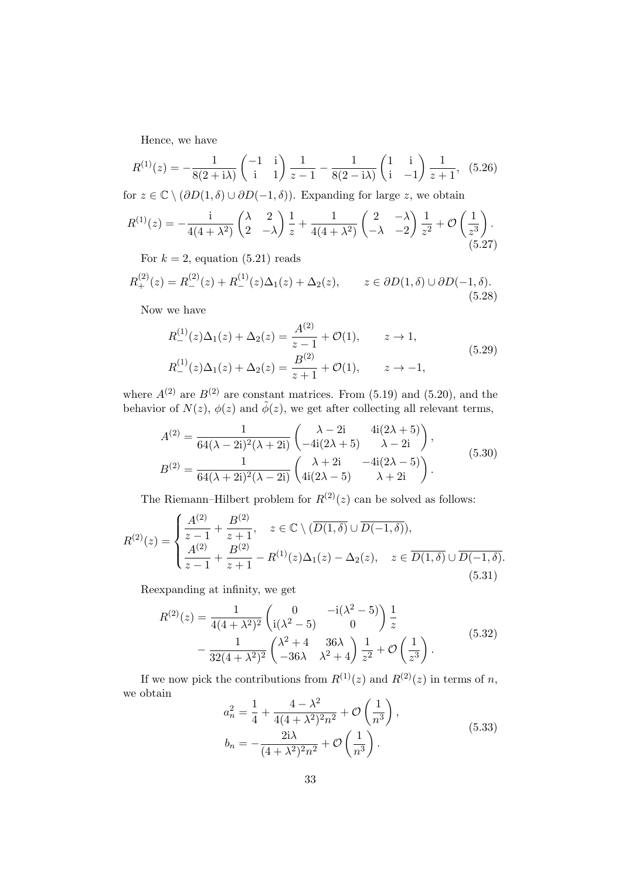Hence, we have

$$R^{(1)}(z) = -\frac{1}{8(2+\mathrm{i}\lambda)}\begin{pmatrix} -1 & \mathrm{i} \\ \mathrm{i} & 1 \end{pmatrix}\frac{1}{z-1} - \frac{1}{8(2-\mathrm{i}\lambda)}\begin{pmatrix} 1 & \mathrm{i} \\ \mathrm{i} & -1 \end{pmatrix}\frac{1}{z+1}, \quad (5.26)$$

for $z \in \mathbb{C} \setminus (\partial D(1,\delta) \cup \partial D(-1,\delta))$. Expanding for large $z$, we obtain

$$R^{(1)}(z) = -\frac{\mathrm{i}}{4(4+\lambda^2)}\begin{pmatrix} \lambda & 2 \\ 2 & -\lambda \end{pmatrix}\frac{1}{z} + \frac{1}{4(4+\lambda^2)}\begin{pmatrix} 2 & -\lambda \\ -\lambda & -2 \end{pmatrix}\frac{1}{z^2} + \mathcal{O}\left(\frac{1}{z^3}\right). \quad (5.27)$$

For $k=2$, equation (5.21) reads

$$R^{(2)}_+(z) = R^{(2)}_-(z) + R^{(1)}_-(z)\Delta_1(z) + \Delta_2(z), \qquad z \in \partial D(1,\delta) \cup \partial D(-1,\delta). \quad (5.28)$$

Now we have

$$\begin{aligned} R^{(1)}_-(z)\Delta_1(z) + \Delta_2(z) &= \frac{A^{(2)}}{z-1} + \mathcal{O}(1), \qquad z \to 1, \\ R^{(1)}_-(z)\Delta_1(z) + \Delta_2(z) &= \frac{B^{(2)}}{z+1} + \mathcal{O}(1), \qquad z \to -1, \end{aligned} \quad (5.29)$$

where $A^{(2)}$ are $B^{(2)}$ are constant matrices. From (5.19) and (5.20), and the behavior of $N(z)$, $\phi(z)$ and $\tilde{\phi}(z)$, we get after collecting all relevant terms,

$$\begin{aligned} A^{(2)} &= \frac{1}{64(\lambda-2\mathrm{i})^2(\lambda+2\mathrm{i})}\begin{pmatrix} \lambda-2\mathrm{i} & 4\mathrm{i}(2\lambda+5) \\ -4\mathrm{i}(2\lambda+5) & \lambda-2\mathrm{i} \end{pmatrix}, \\ B^{(2)} &= \frac{1}{64(\lambda+2\mathrm{i})^2(\lambda-2\mathrm{i})}\begin{pmatrix} \lambda+2\mathrm{i} & -4\mathrm{i}(2\lambda-5) \\ 4\mathrm{i}(2\lambda-5) & \lambda+2\mathrm{i} \end{pmatrix}. \end{aligned} \quad (5.30)$$

The Riemann–Hilbert problem for $R^{(2)}(z)$ can be solved as follows:

$$R^{(2)}(z) = \begin{cases} \dfrac{A^{(2)}}{z-1} + \dfrac{B^{(2)}}{z+1}, & z \in \mathbb{C} \setminus (\overline{D(1,\delta)} \cup \overline{D(-1,\delta)}), \\ \dfrac{A^{(2)}}{z-1} + \dfrac{B^{(2)}}{z+1} - R^{(1)}(z)\Delta_1(z) - \Delta_2(z), & z \in \overline{D(1,\delta)} \cup \overline{D(-1,\delta)}. \end{cases} \quad (5.31)$$

Reexpanding at infinity, we get

$$\begin{aligned} R^{(2)}(z) &= \frac{1}{4(4+\lambda^2)^2}\begin{pmatrix} 0 & -\mathrm{i}(\lambda^2-5) \\ \mathrm{i}(\lambda^2-5) & 0 \end{pmatrix}\frac{1}{z} \\ &\quad - \frac{1}{32(4+\lambda^2)^2}\begin{pmatrix} \lambda^2+4 & 36\lambda \\ -36\lambda & \lambda^2+4 \end{pmatrix}\frac{1}{z^2} + \mathcal{O}\left(\frac{1}{z^3}\right). \end{aligned} \quad (5.32)$$

If we now pick the contributions from $R^{(1)}(z)$ and $R^{(2)}(z)$ in terms of $n$, we obtain

$$\begin{aligned} a_n^2 &= \frac{1}{4} + \frac{4-\lambda^2}{4(4+\lambda^2)^2 n^2} + \mathcal{O}\left(\frac{1}{n^3}\right), \\ b_n &= -\frac{2\mathrm{i}\lambda}{(4+\lambda^2)^2 n^2} + \mathcal{O}\left(\frac{1}{n^3}\right). \end{aligned} \quad (5.33)$$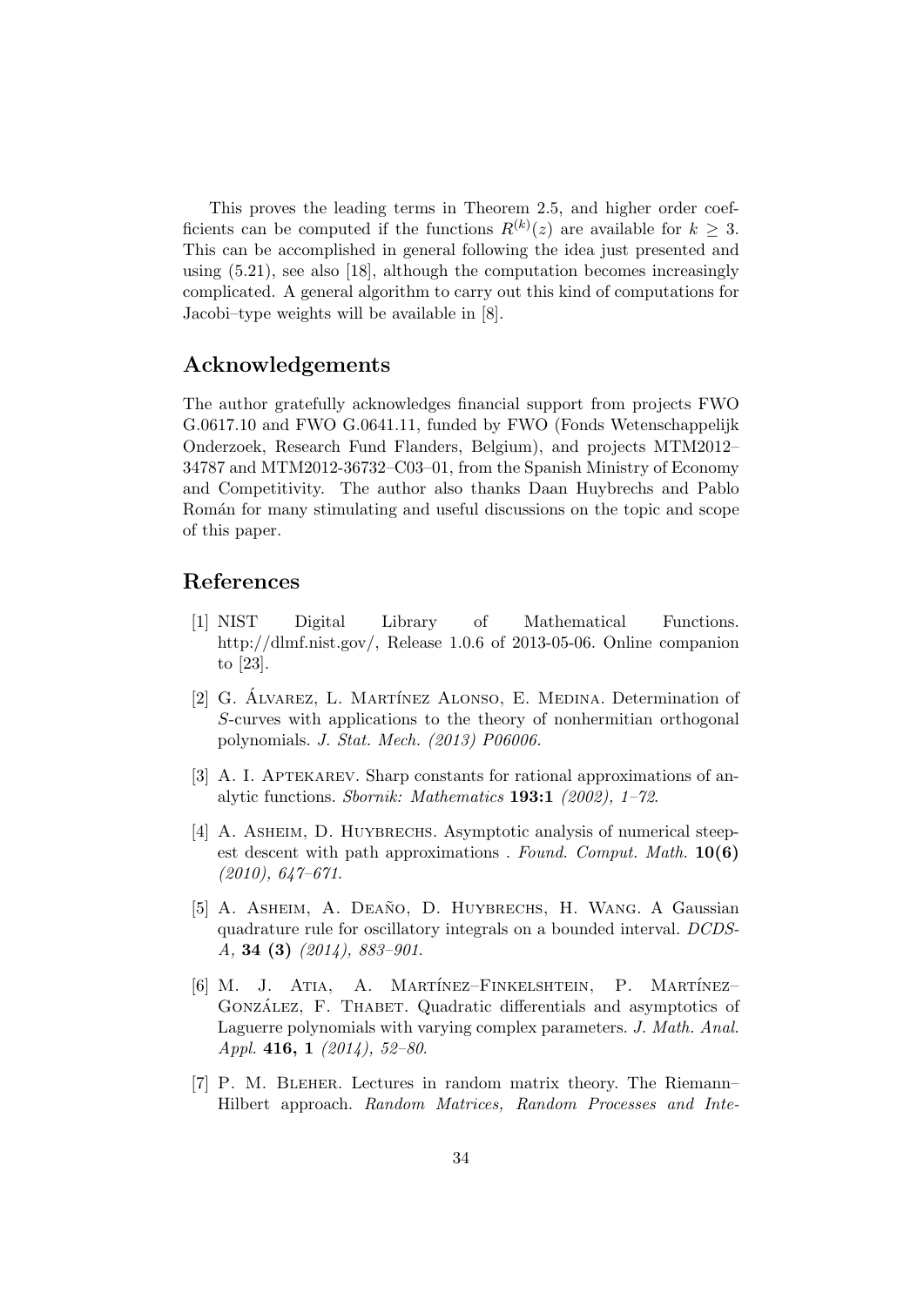This proves the leading terms in Theorem 2.5, and higher order coefficients can be computed if the functions $R^{(k)}(z)$ are available for $k \geq 3$. This can be accomplished in general following the idea just presented and using (5.21), see also [18], although the computation becomes increasingly complicated. A general algorithm to carry out this kind of computations for Jacobi–type weights will be available in [8].

## Acknowledgements

The author gratefully acknowledges financial support from projects FWO G.0617.10 and FWO G.0641.11, funded by FWO (Fonds Wetenschappelijk Onderzoek, Research Fund Flanders, Belgium), and projects MTM2012–34787 and MTM2012-36732–C03–01, from the Spanish Ministry of Economy and Competitivity. The author also thanks Daan Huybrechs and Pablo Román for many stimulating and useful discussions on the topic and scope of this paper.

## References

[1] NIST Digital Library of Mathematical Functions. http://dlmf.nist.gov/, Release 1.0.6 of 2013-05-06. Online companion to [23].

[2] G. Álvarez, L. Martínez Alonso, E. Medina. Determination of $S$-curves with applications to the theory of nonhermitian orthogonal polynomials. *J. Stat. Mech. (2013) P06006.*

[3] A. I. Aptekarev. Sharp constants for rational approximations of analytic functions. *Sbornik: Mathematics* **193:1** *(2002), 1–72.*

[4] A. Asheim, D. Huybrechs. Asymptotic analysis of numerical steepest descent with path approximations . *Found. Comput. Math.* **10(6)** *(2010), 647–671.*

[5] A. Asheim, A. Deaño, D. Huybrechs, H. Wang. A Gaussian quadrature rule for oscillatory integrals on a bounded interval. *DCDS-A,* **34 (3)** *(2014), 883–901.*

[6] M. J. Atia, A. Martínez–Finkelshtein, P. Martínez–González, F. Thabet. Quadratic differentials and asymptotics of Laguerre polynomials with varying complex parameters. *J. Math. Anal. Appl.* **416, 1** *(2014), 52–80.*

[7] P. M. Bleher. Lectures in random matrix theory. The Riemann–Hilbert approach. *Random Matrices, Random Processes and Inte-*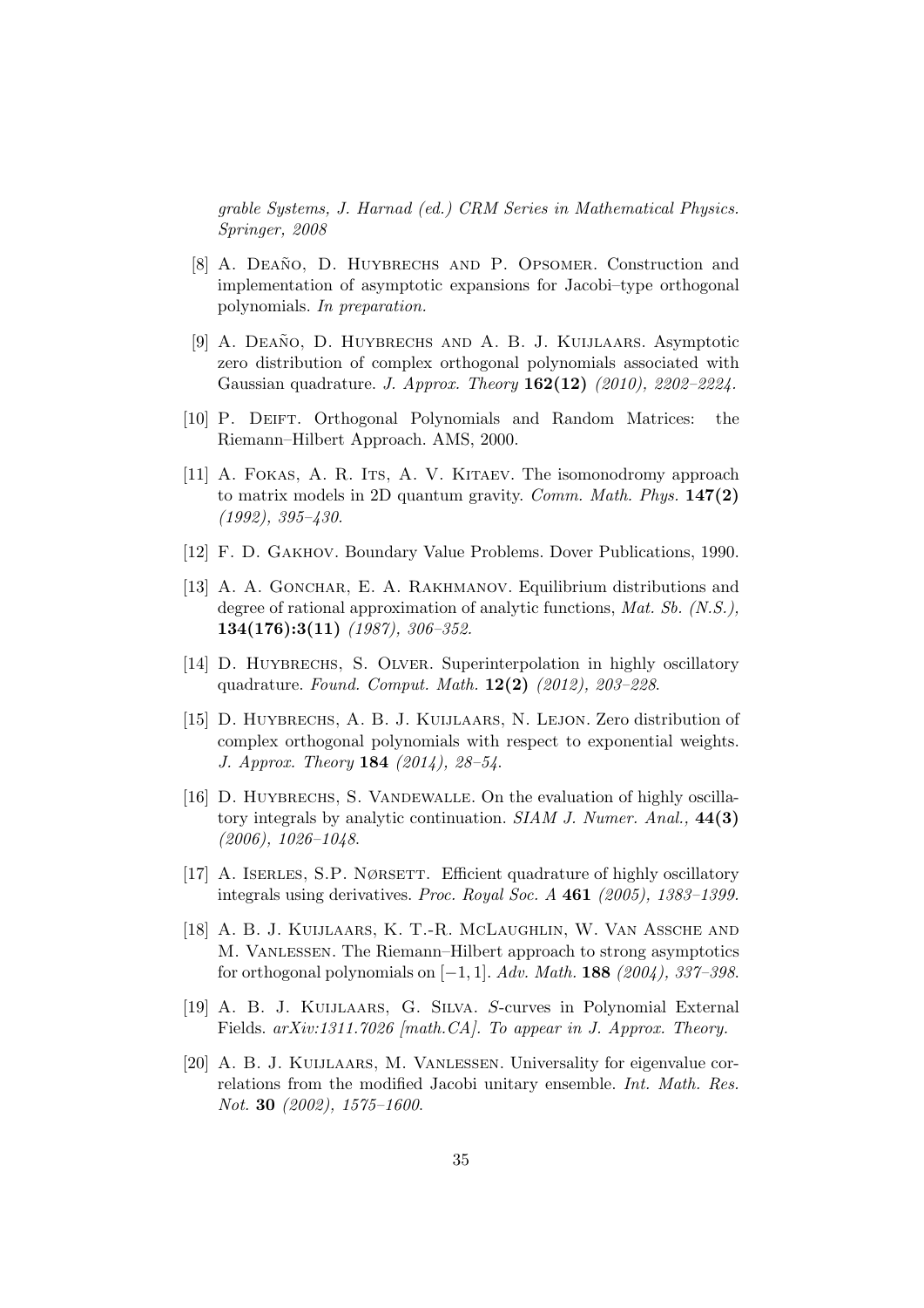*grable Systems, J. Harnad (ed.) CRM Series in Mathematical Physics. Springer, 2008*

[8] A. Deaño, D. Huybrechs and P. Opsomer. Construction and implementation of asymptotic expansions for Jacobi–type orthogonal polynomials. *In preparation.*

[9] A. Deaño, D. Huybrechs and A. B. J. Kuijlaars. Asymptotic zero distribution of complex orthogonal polynomials associated with Gaussian quadrature. *J. Approx. Theory* **162(12)** *(2010), 2202–2224.*

[10] P. Deift. Orthogonal Polynomials and Random Matrices: the Riemann–Hilbert Approach. AMS, 2000.

[11] A. Fokas, A. R. Its, A. V. Kitaev. The isomonodromy approach to matrix models in 2D quantum gravity. *Comm. Math. Phys.* **147(2)** *(1992), 395–430.*

[12] F. D. Gakhov. Boundary Value Problems. Dover Publications, 1990.

[13] A. A. Gonchar, E. A. Rakhmanov. Equilibrium distributions and degree of rational approximation of analytic functions, *Mat. Sb. (N.S.),* **134(176):3(11)** *(1987), 306–352.*

[14] D. Huybrechs, S. Olver. Superinterpolation in highly oscillatory quadrature. *Found. Comput. Math.* **12(2)** *(2012), 203–228.*

[15] D. Huybrechs, A. B. J. Kuijlaars, N. Lejon. Zero distribution of complex orthogonal polynomials with respect to exponential weights. *J. Approx. Theory* **184** *(2014), 28–54.*

[16] D. Huybrechs, S. Vandewalle. On the evaluation of highly oscillatory integrals by analytic continuation. *SIAM J. Numer. Anal.,* **44(3)** *(2006), 1026–1048.*

[17] A. Iserles, S.P. Nørsett. Efficient quadrature of highly oscillatory integrals using derivatives. *Proc. Royal Soc. A* **461** *(2005), 1383–1399.*

[18] A. B. J. Kuijlaars, K. T.-R. McLaughlin, W. Van Assche and M. Vanlessen. The Riemann–Hilbert approach to strong asymptotics for orthogonal polynomials on $[-1, 1]$. *Adv. Math.* **188** *(2004), 337–398.*

[19] A. B. J. Kuijlaars, G. Silva. $S$-curves in Polynomial External Fields. *arXiv:1311.7026 [math.CA]. To appear in J. Approx. Theory.*

[20] A. B. J. Kuijlaars, M. Vanlessen. Universality for eigenvalue correlations from the modified Jacobi unitary ensemble. *Int. Math. Res. Not.* **30** *(2002), 1575–1600.*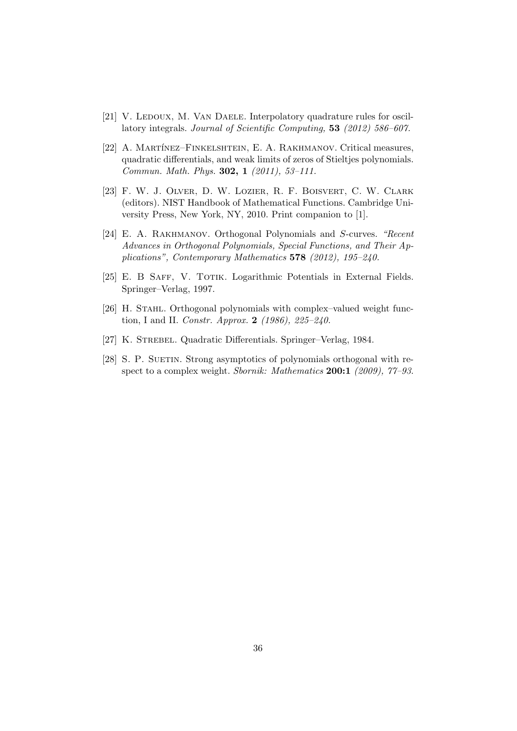[21] V. Ledoux, M. Van Daele. Interpolatory quadrature rules for oscillatory integrals. *Journal of Scientific Computing,* **53** *(2012) 586–607.*

[22] A. Martínez–Finkelshtein, E. A. Rakhmanov. Critical measures, quadratic differentials, and weak limits of zeros of Stieltjes polynomials. *Commun. Math. Phys.* **302, 1** *(2011), 53–111.*

[23] F. W. J. Olver, D. W. Lozier, R. F. Boisvert, C. W. Clark (editors). NIST Handbook of Mathematical Functions. Cambridge University Press, New York, NY, 2010. Print companion to [1].

[24] E. A. Rakhmanov. Orthogonal Polynomials and $S$-curves. *"Recent Advances in Orthogonal Polynomials, Special Functions, and Their Applications", Contemporary Mathematics* **578** *(2012), 195–240.*

[25] E. B Saff, V. Totik. Logarithmic Potentials in External Fields. Springer–Verlag, 1997.

[26] H. Stahl. Orthogonal polynomials with complex–valued weight function, I and II. *Constr. Approx.* **2** *(1986), 225–240.*

[27] K. Strebel. Quadratic Differentials. Springer–Verlag, 1984.

[28] S. P. Suetin. Strong asymptotics of polynomials orthogonal with respect to a complex weight. *Sbornik: Mathematics* **200:1** *(2009), 77–93.*